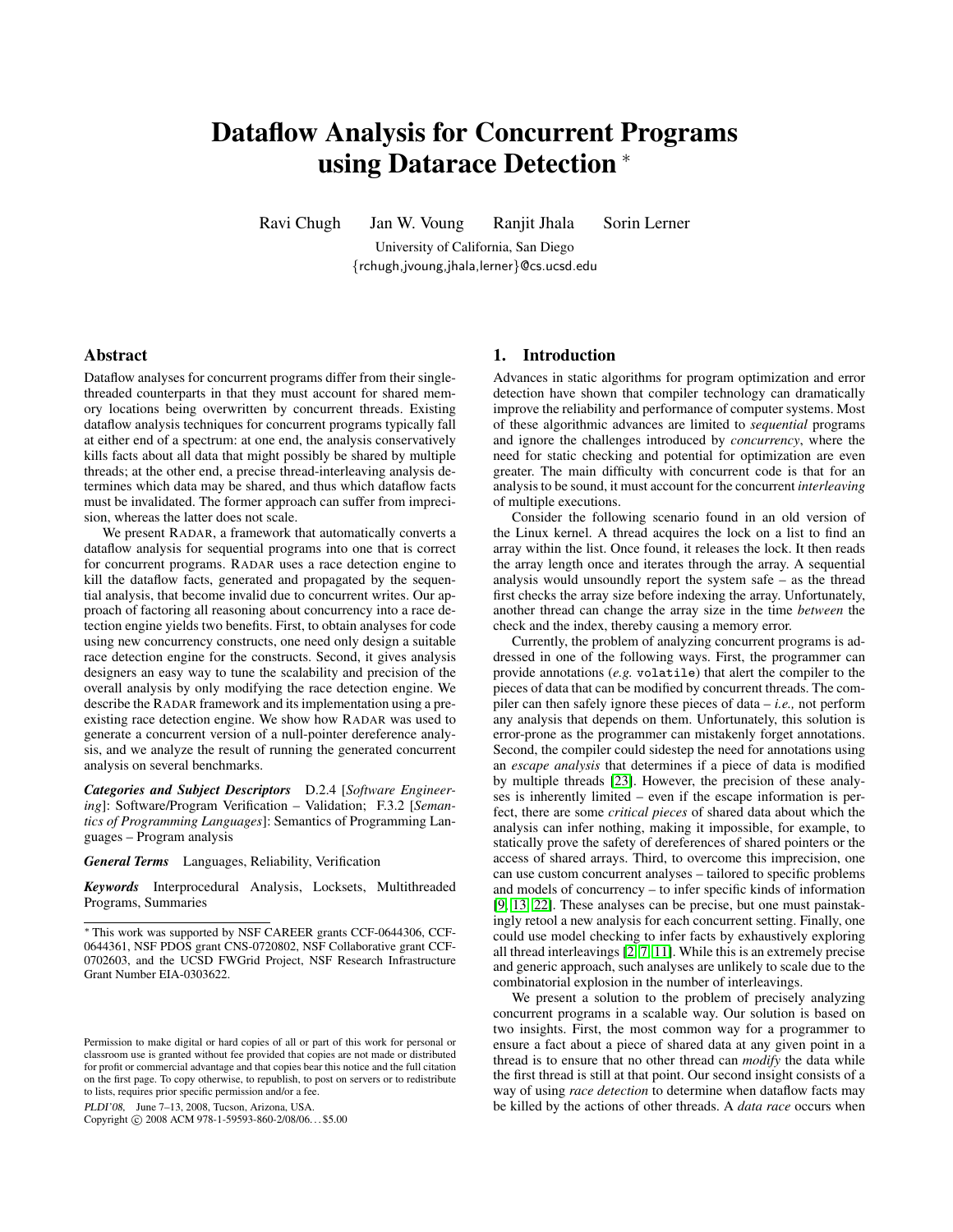# Dataflow Analysis for Concurrent Programs using Datarace Detection *

Ravi Chugh Jan W. Voung Ranjit Jhala Sorin Lerner

University of California, San Diego

{rchugh,jvoung,jhala,lerner}@cs.ucsd.edu

## Abstract

Dataflow analyses for concurrent programs differ from their single-threaded counterparts in that they must account for shared memory locations being overwritten by concurrent threads. Existing dataflow analysis techniques for concurrent programs typically fall at either end of a spectrum: at one end, the analysis conservatively kills facts about all data that might possibly be shared by multiple threads; at the other end, a precise thread-interleaving analysis determines which data may be shared, and thus which dataflow facts must be invalidated. The former approach can suffer from imprecision, whereas the latter does not scale.

We present RADAR, a framework that automatically converts a dataflow analysis for sequential programs into one that is correct for concurrent programs. RADAR uses a race detection engine to kill the dataflow facts, generated and propagated by the sequential analysis, that become invalid due to concurrent writes. Our approach of factoring all reasoning about concurrency into a race detection engine yields two benefits. First, to obtain analyses for code using new concurrency constructs, one need only design a suitable race detection engine for the constructs. Second, it gives analysis designers an easy way to tune the scalability and precision of the overall analysis by only modifying the race detection engine. We describe the RADAR framework and its implementation using a preexisting race detection engine. We show how RADAR was used to generate a concurrent version of a null-pointer dereference analysis, and we analyze the result of running the generated concurrent analysis on several benchmarks.

***Categories and Subject Descriptors*** D.2.4 [*Software Engineering*]: Software/Program Verification – Validation; F.3.2 [*Semantics of Programming Languages*]: Semantics of Programming Languages – Program analysis

***General Terms*** Languages, Reliability, Verification

***Keywords*** Interprocedural Analysis, Locksets, Multithreaded Programs, Summaries

* This work was supported by NSF CAREER grants CCF-0644306, CCF-0644361, NSF PDOS grant CNS-0720802, NSF Collaborative grant CCF-0702603, and the UCSD FWGrid Project, NSF Research Infrastructure Grant Number EIA-0303622.

Permission to make digital or hard copies of all or part of this work for personal or classroom use is granted without fee provided that copies are not made or distributed for profit or commercial advantage and that copies bear this notice and the full citation on the first page. To copy otherwise, to republish, to post on servers or to redistribute to lists, requires prior specific permission and/or a fee.

*PLDI'08*, June 7–13, 2008, Tucson, Arizona, USA.

Copyright © 2008 ACM 978-1-59593-860-2/08/06...$5.00

## 1. Introduction

Advances in static algorithms for program optimization and error detection have shown that compiler technology can dramatically improve the reliability and performance of computer systems. Most of these algorithmic advances are limited to *sequential* programs and ignore the challenges introduced by *concurrency*, where the need for static checking and potential for optimization are even greater. The main difficulty with concurrent code is that for an analysis to be sound, it must account for the concurrent *interleaving* of multiple executions.

Consider the following scenario found in an old version of the Linux kernel. A thread acquires the lock on a list to find an array within the list. Once found, it releases the lock. It then reads the array length once and iterates through the array. A sequential analysis would unsoundly report the system safe – as the thread first checks the array size before indexing the array. Unfortunately, another thread can change the array size in the time *between* the check and the index, thereby causing a memory error.

Currently, the problem of analyzing concurrent programs is addressed in one of the following ways. First, the programmer can provide annotations (*e.g.* volatile) that alert the compiler to the pieces of data that can be modified by concurrent threads. The compiler can then safely ignore these pieces of data – *i.e.,* not perform any analysis that depends on them. Unfortunately, this solution is error-prone as the programmer can mistakenly forget annotations. Second, the compiler could sidestep the need for annotations using an *escape analysis* that determines if a piece of data is modified by multiple threads [23]. However, the precision of these analyses is inherently limited – even if the escape information is perfect, there are some *critical pieces* of shared data about which the analysis can infer nothing, making it impossible, for example, to statically prove the safety of dereferences of shared pointers or the access of shared arrays. Third, to overcome this imprecision, one can use custom concurrent analyses – tailored to specific problems and models of concurrency – to infer specific kinds of information [9, 13, 22]. These analyses can be precise, but one must painstakingly retool a new analysis for each concurrent setting. Finally, one could use model checking to infer facts by exhaustively exploring all thread interleavings [2, 7, 11]. While this is an extremely precise and generic approach, such analyses are unlikely to scale due to the combinatorial explosion in the number of interleavings.

We present a solution to the problem of precisely analyzing concurrent programs in a scalable way. Our solution is based on two insights. First, the most common way for a programmer to ensure a fact about a piece of shared data at any given point in a thread is to ensure that no other thread can *modify* the data while the first thread is still at that point. Our second insight consists of a way of using *race detection* to determine when dataflow facts may be killed by the actions of other threads. A *data race* occurs when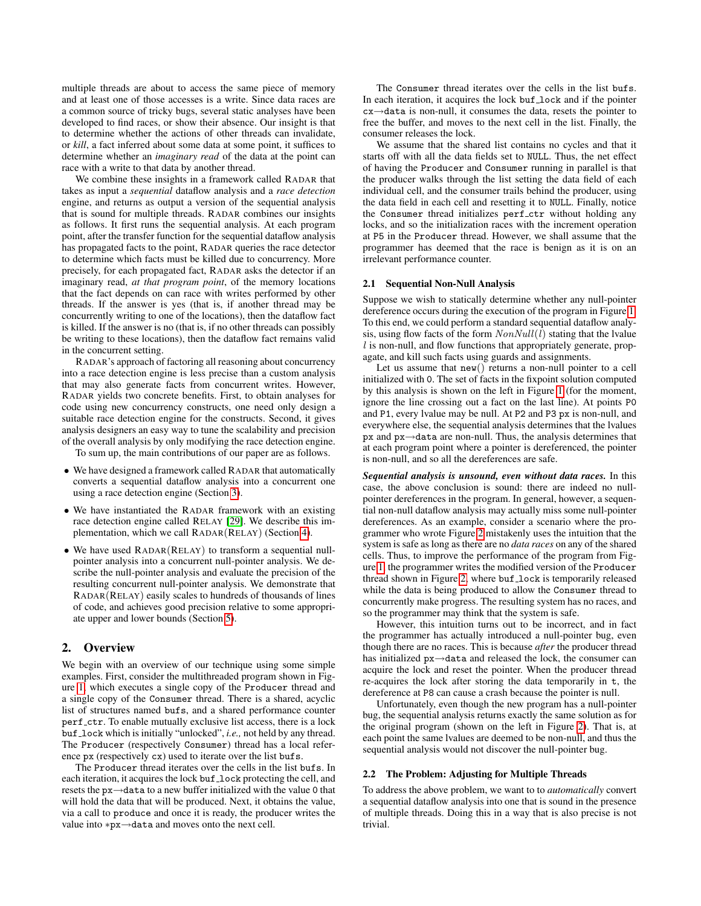multiple threads are about to access the same piece of memory and at least one of those accesses is a write. Since data races are a common source of tricky bugs, several static analyses have been developed to find races, or show their absence. Our insight is that to determine whether the actions of other threads can invalidate, or *kill*, a fact inferred about some data at some point, it suffices to determine whether an *imaginary read* of the data at the point can race with a write to that data by another thread.

We combine these insights in a framework called RADAR that takes as input a *sequential* dataflow analysis and a *race detection* engine, and returns as output a version of the sequential analysis that is sound for multiple threads. RADAR combines our insights as follows. It first runs the sequential analysis. At each program point, after the transfer function for the sequential dataflow analysis has propagated facts to the point, RADAR queries the race detector to determine which facts must be killed due to concurrency. More precisely, for each propagated fact, RADAR asks the detector if an imaginary read, *at that program point*, of the memory locations that the fact depends on can race with writes performed by other threads. If the answer is yes (that is, if another thread may be concurrently writing to one of the locations), then the dataflow fact is killed. If the answer is no (that is, if no other threads can possibly be writing to these locations), then the dataflow fact remains valid in the concurrent setting.

RADAR's approach of factoring all reasoning about concurrency into a race detection engine is less precise than a custom analysis that may also generate facts from concurrent writes. However, RADAR yields two concrete benefits. First, to obtain analyses for code using new concurrency constructs, one need only design a suitable race detection engine for the constructs. Second, it gives analysis designers an easy way to tune the scalability and precision of the overall analysis by only modifying the race detection engine.

To sum up, the main contributions of our paper are as follows.

- We have designed a framework called RADAR that automatically converts a sequential dataflow analysis into a concurrent one using a race detection engine (Section 3).
- We have instantiated the RADAR framework with an existing race detection engine called RELAY [29]. We describe this implementation, which we call RADAR(RELAY) (Section 4).
- We have used RADAR(RELAY) to transform a sequential null-pointer analysis into a concurrent null-pointer analysis. We describe the null-pointer analysis and evaluate the precision of the resulting concurrent null-pointer analysis. We demonstrate that RADAR(RELAY) easily scales to hundreds of thousands of lines of code, and achieves good precision relative to some appropriate upper and lower bounds (Section 5).

## 2. Overview

We begin with an overview of our technique using some simple examples. First, consider the multithreaded program shown in Figure 1, which executes a single copy of the `Producer` thread and a single copy of the `Consumer` thread. There is a shared, acyclic list of structures named `bufs`, and a shared performance counter `perf_ctr`. To enable mutually exclusive list access, there is a lock `buf_lock` which is initially "unlocked", *i.e.,* not held by any thread. The `Producer` (respectively `Consumer`) thread has a local reference `px` (respectively `cx`) used to iterate over the list `bufs`.

The `Producer` thread iterates over the cells in the list `bufs`. In each iteration, it acquires the lock `buf_lock` protecting the cell, and resets the `px→data` to a new buffer initialized with the value `0` that will hold the data that will be produced. Next, it obtains the value, via a call to `produce` and once it is ready, the producer writes the value into `*px→data` and moves onto the next cell.

The `Consumer` thread iterates over the cells in the list `bufs`. In each iteration, it acquires the lock `buf_lock` and if the pointer `cx→data` is non-null, it consumes the data, resets the pointer to free the buffer, and moves to the next cell in the list. Finally, the consumer releases the lock.

We assume that the shared list contains no cycles and that it starts off with all the data fields set to `NULL`. Thus, the net effect of having the `Producer` and `Consumer` running in parallel is that the producer walks through the list setting the data field of each individual cell, and the consumer trails behind the producer, using the data field in each cell and resetting it to `NULL`. Finally, notice the `Consumer` thread initializes `perf_ctr` without holding any locks, and so the initialization races with the increment operation at `P5` in the `Producer` thread. However, we shall assume that the programmer has deemed that the race is benign as it is on an irrelevant performance counter.

### 2.1 Sequential Non-Null Analysis

Suppose we wish to statically determine whether any null-pointer dereference occurs during the execution of the program in Figure 1. To this end, we could perform a standard sequential dataflow analysis, using flow facts of the form $NonNull(l)$ stating that the lvalue $l$ is non-null, and flow functions that appropriately generate, propagate, and kill such facts using guards and assignments.

Let us assume that `new()` returns a non-null pointer to a cell initialized with `0`. The set of facts in the fixpoint solution computed by this analysis is shown on the left in Figure 1 (for the moment, ignore the line crossing out a fact on the last line). At points `P0` and `P1`, every lvalue may be null. At `P2` and `P3` `px` is non-null, and everywhere else, the sequential analysis determines that the lvalues `px` and `px→data` are non-null. Thus, the analysis determines that at each program point where a pointer is dereferenced, the pointer is non-null, and so all the dereferences are safe.

***Sequential analysis is unsound, even without data races.*** In this case, the above conclusion is sound: there are indeed no null-pointer dereferences in the program. In general, however, a sequential non-null dataflow analysis may actually miss some null-pointer dereferences. As an example, consider a scenario where the programmer who wrote Figure 2 mistakenly uses the intuition that the system is safe as long as there are no *data races* on any of the shared cells. Thus, to improve the performance of the program from Figure 1, the programmer writes the modified version of the `Producer` thread shown in Figure 2, where `buf_lock` is temporarily released while the data is being produced to allow the `Consumer` thread to concurrently make progress. The resulting system has no races, and so the programmer may think that the system is safe.

However, this intuition turns out to be incorrect, and in fact the programmer has actually introduced a null-pointer bug, even though there are no races. This is because *after* the producer thread has initialized `px→data` and released the lock, the consumer can acquire the lock and reset the pointer. When the producer thread re-acquires the lock after storing the data temporarily in `t`, the dereference at `P8` can cause a crash because the pointer is null.

Unfortunately, even though the new program has a null-pointer bug, the sequential analysis returns exactly the same solution as for the original program (shown on the left in Figure 2). That is, at each point the same lvalues are deemed to be non-null, and thus the sequential analysis would not discover the null-pointer bug.

### 2.2 The Problem: Adjusting for Multiple Threads

To address the above problem, we want to to *automatically* convert a sequential dataflow analysis into one that is sound in the presence of multiple threads. Doing this in a way that is also precise is not trivial.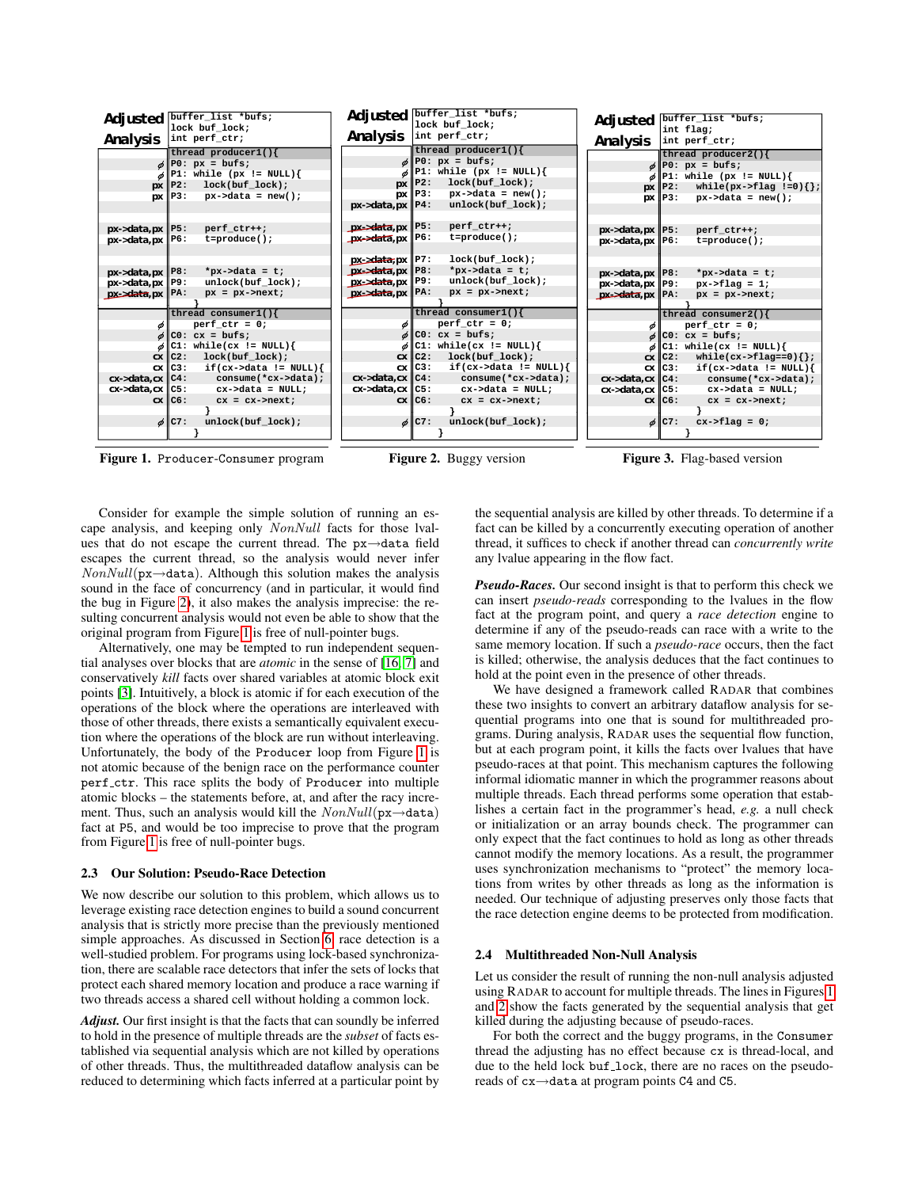**Figure 1.** Producer-Consumer program

| Adjusted Analysis | |
|---|---|
| | `buffer_list *bufs;` `lock buf_lock;` `int perf_ctr;` |
| | `thread producer1(){` |
| ∅ | `P0: px = bufs;` |
| ∅ | `P1: while (px != NULL){` |
| px | `P2:   lock(buf_lock);` |
| px | `P3:   px->data = new();` |
| px->data, px | `P5:   perf_ctr++;` |
| px->data, px | `P6:   t=produce();` |
| px->data, px | `P8:   *px->data = t;` |
| px->data, px | `P9:   unlock(buf_lock);` |
| ~~px->data~~, px | `PA:   px = px->next;` |
| | `}` |
| | `thread consumer1(){` |
| ∅ | `perf_ctr = 0;` |
| ∅ | `C0: cx = bufs;` |
| ∅ | `C1: while(cx != NULL){` |
| cx | `C2:   lock(buf_lock);` |
| cx | `C3:   if(cx->data != NULL){` |
| cx->data, cx | `C4:     consume(*cx->data);` |
| cx->data, cx | `C5:     cx->data = NULL;` |
| cx | `C6:     cx = cx->next;` |
| | `}` |
| ∅ | `C7:   unlock(buf_lock);` |
| | `}` |

**Figure 2.** Buggy version

| Adjusted Analysis | |
|---|---|
| | `buffer_list *bufs;` `lock buf_lock;` `int perf_ctr;` |
| | `thread producer1(){` |
| ∅ | `P0: px = bufs;` |
| ∅ | `P1: while (px != NULL){` |
| px | `P2:   lock(buf_lock);` |
| px | `P3:   px->data = new();` |
| px->data, px | `P4:   unlock(buf_lock);` |
| ~~px->data~~, px | `P5:   perf_ctr++;` |
| ~~px->data~~, px | `P6:   t=produce();` |
| ~~px->data~~, px | `P7:   lock(buf_lock);` |
| ~~px->data~~, px | `P8:   *px->data = t;` |
| ~~px->data~~, px | `P9:   unlock(buf_lock);` |
| ~~px->data~~, px | `PA:   px = px->next;` |
| | `}` |
| | `thread consumer1(){` |
| ∅ | `perf_ctr = 0;` |
| ∅ | `C0: cx = bufs;` |
| ∅ | `C1: while(cx != NULL){` |
| cx | `C2:   lock(buf_lock);` |
| cx | `C3:   if(cx->data != NULL){` |
| cx->data, cx | `C4:     consume(*cx->data);` |
| cx->data, cx | `C5:     cx->data = NULL;` |
| cx | `C6:     cx = cx->next;` |
| | `}` |
| ∅ | `C7:   unlock(buf_lock);` |
| | `}` |

**Figure 3.** Flag-based version

| Adjusted Analysis | |
|---|---|
| | `buffer_list *bufs;` `int flag;` `int perf_ctr;` |
| | `thread producer2(){` |
| ∅ | `P0: px = bufs;` |
| ∅ | `P1: while (px != NULL){` |
| px | `P2:   while(px->flag !=0){};` |
| px | `P3:   px->data = new();` |
| px->data, px | `P5:   perf_ctr++;` |
| px->data, px | `P6:   t=produce();` |
| px->data, px | `P8:   *px->data = t;` |
| px->data, px | `P9:   px->flag = 1;` |
| ~~px->data~~, px | `PA:   px = px->next;` |
| | `}` |
| | `thread consumer2(){` |
| ∅ | `perf_ctr = 0;` |
| ∅ | `C0: cx = bufs;` |
| ∅ | `C1: while(cx != NULL){` |
| cx | `C2:   while(cx->flag==0){};` |
| cx | `C3:   if(cx->data != NULL){` |
| cx->data, cx | `C4:     consume(*cx->data);` |
| cx->data, cx | `C5:     cx->data = NULL;` |
| cx | `C6:     cx = cx->next;` |
| | `}` |
| ∅ | `C7:   cx->flag = 0;` |
| | `}` |

Consider for example the simple solution of running an escape analysis, and keeping only $NonNull$ facts for those lvalues that do not escape the current thread. The px→data field escapes the current thread, so the analysis would never infer $NonNull$(px→data). Although this solution makes the analysis sound in the face of concurrency (and in particular, it would find the bug in Figure 2), it also makes the analysis imprecise: the resulting concurrent analysis would not even be able to show that the original program from Figure 1 is free of null-pointer bugs.

Alternatively, one may be tempted to run independent sequential analyses over blocks that are *atomic* in the sense of [16, 7] and conservatively *kill* facts over shared variables at atomic block exit points [3]. Intuitively, a block is atomic if for each execution of the operations of the block where the operations are interleaved with those of other threads, there exists a semantically equivalent execution where the operations of the block are run without interleaving. Unfortunately, the body of the Producer loop from Figure 1 is not atomic because of the benign race on the performance counter perf_ctr. This race splits the body of Producer into multiple atomic blocks – the statements before, at, and after the racy increment. Thus, such an analysis would kill the $NonNull$(px→data) fact at P5, and would be too imprecise to prove that the program from Figure 1 is free of null-pointer bugs.

### 2.3 Our Solution: Pseudo-Race Detection

We now describe our solution to this problem, which allows us to leverage existing race detection engines to build a sound concurrent analysis that is strictly more precise than the previously mentioned simple approaches. As discussed in Section 6, race detection is a well-studied problem. For programs using lock-based synchronization, there are scalable race detectors that infer the sets of locks that protect each shared memory location and produce a race warning if two threads access a shared cell without holding a common lock.

***Adjust.*** Our first insight is that the facts that can soundly be inferred to hold in the presence of multiple threads are the *subset* of facts established via sequential analysis which are not killed by operations of other threads. Thus, the multithreaded dataflow analysis can be reduced to determining which facts inferred at a particular point by the sequential analysis are killed by other threads. To determine if a fact can be killed by a concurrently executing operation of another thread, it suffices to check if another thread can *concurrently write* any lvalue appearing in the flow fact.

***Pseudo-Races.*** Our second insight is that to perform this check we can insert *pseudo-reads* corresponding to the lvalues in the flow fact at the program point, and query a *race detection* engine to determine if any of the pseudo-reads can race with a write to the same memory location. If such a *pseudo-race* occurs, then the fact is killed; otherwise, the analysis deduces that the fact continues to hold at the point even in the presence of other threads.

We have designed a framework called RADAR that combines these two insights to convert an arbitrary dataflow analysis for sequential programs into one that is sound for multithreaded programs. During analysis, RADAR uses the sequential flow function, but at each program point, it kills the facts over lvalues that have pseudo-races at that point. This mechanism captures the following informal idiomatic manner in which the programmer reasons about multiple threads. Each thread performs some operation that establishes a certain fact in the programmer's head, *e.g.* a null check or initialization or an array bounds check. The programmer can only expect that the fact continues to hold as long as other threads cannot modify the memory locations. As a result, the programmer uses synchronization mechanisms to "protect" the memory locations from writes by other threads as long as the information is needed. Our technique of adjusting preserves only those facts that the race detection engine deems to be protected from modification.

### 2.4 Multithreaded Non-Null Analysis

Let us consider the result of running the non-null analysis adjusted using RADAR to account for multiple threads. The lines in Figures 1 and 2 show the facts generated by the sequential analysis that get killed during the adjusting because of pseudo-races.

For both the correct and the buggy programs, in the Consumer thread the adjusting has no effect because cx is thread-local, and due to the held lock buf_lock, there are no races on the pseudo-reads of cx→data at program points C4 and C5.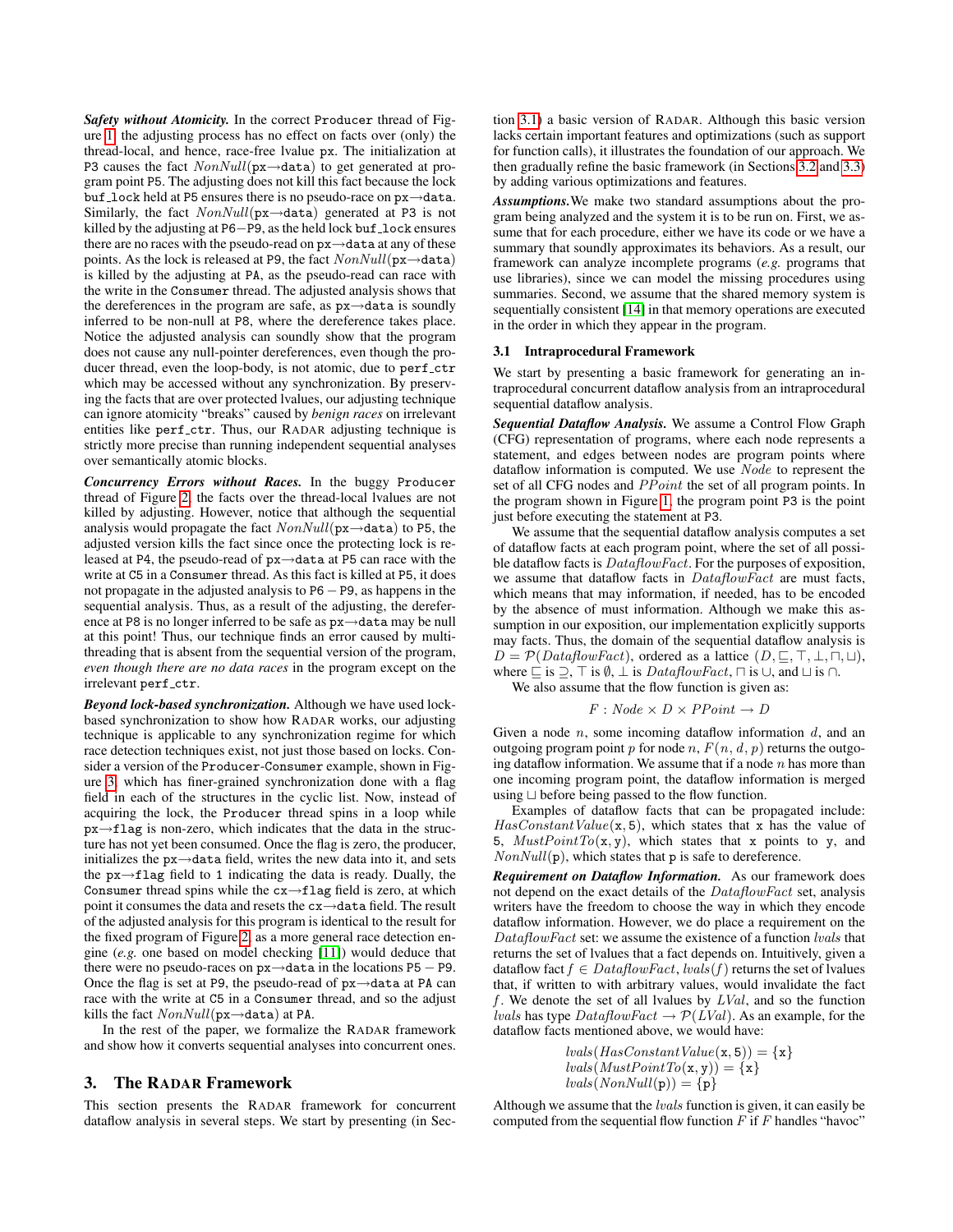***Safety without Atomicity.*** In the correct Producer thread of Figure 1, the adjusting process has no effect on facts over (only) the thread-local, and hence, race-free lvalue px. The initialization at P3 causes the fact $NonNull$(px→data) to get generated at program point P5. The adjusting does not kill this fact because the lock buf_lock held at P5 ensures there is no pseudo-race on px→data. Similarly, the fact $NonNull$(px→data) generated at P3 is not killed by the adjusting at P6–P9, as the held lock buf_lock ensures there are no races with the pseudo-read on px→data at any of these points. As the lock is released at P9, the fact $NonNull$(px→data) is killed by the adjusting at PA, as the pseudo-read can race with the write in the Consumer thread. The adjusted analysis shows that the dereferences in the program are safe, as px→data is soundly inferred to be non-null at P8, where the dereference takes place. Notice the adjusted analysis can soundly show that the program does not cause any null-pointer dereferences, even though the producer thread, even the loop-body, is not atomic, due to perf_ctr which may be accessed without any synchronization. By preserving the facts that are over protected lvalues, our adjusting technique can ignore atomicity "breaks" caused by *benign races* on irrelevant entities like perf_ctr. Thus, our RADAR adjusting technique is strictly more precise than running independent sequential analyses over semantically atomic blocks.

***Concurrency Errors without Races.*** In the buggy Producer thread of Figure 2, the facts over the thread-local lvalues are not killed by adjusting. However, notice that although the sequential analysis would propagate the fact $NonNull$(px→data) to P5, the adjusted version kills the fact since once the protecting lock is released at P4, the pseudo-read of px→data at P5 can race with the write at C5 in a Consumer thread. As this fact is killed at P5, it does not propagate in the adjusted analysis to P6 – P9, as happens in the sequential analysis. Thus, as a result of the adjusting, the dereference at P8 is no longer inferred to be safe as px→data may be null at this point! Thus, our technique finds an error caused by multithreading that is absent from the sequential version of the program, *even though there are no data races* in the program except on the irrelevant perf_ctr.

***Beyond lock-based synchronization.*** Although we have used lock-based synchronization to show how RADAR works, our adjusting technique is applicable to any synchronization regime for which race detection techniques exist, not just those based on locks. Consider a version of the Producer-Consumer example, shown in Figure 3, which has finer-grained synchronization done with a flag field in each of the structures in the cyclic list. Now, instead of acquiring the lock, the Producer thread spins in a loop while px→flag is non-zero, which indicates that the data in the structure has not yet been consumed. Once the flag is zero, the producer, initializes the px→data field, writes the new data into it, and sets the px→flag field to 1 indicating the data is ready. Dually, the Consumer thread spins while the cx→flag field is zero, at which point it consumes the data and resets the cx→data field. The result of the adjusted analysis for this program is identical to the result for the fixed program of Figure 2, as a more general race detection engine (*e.g.* one based on model checking [11]) would deduce that there were no pseudo-races on px→data in the locations P5 – P9. Once the flag is set at P9, the pseudo-read of px→data at PA can race with the write at C5 in a Consumer thread, and so the adjust kills the fact $NonNull$(px→data) at PA.

In the rest of the paper, we formalize the RADAR framework and show how it converts sequential analyses into concurrent ones.

## 3. The RADAR Framework

This section presents the RADAR framework for concurrent dataflow analysis in several steps. We start by presenting (in Section 3.1) a basic version of RADAR. Although this basic version lacks certain important features and optimizations (such as support for function calls), it illustrates the foundation of our approach. We then gradually refine the basic framework (in Sections 3.2 and 3.3) by adding various optimizations and features.

***Assumptions.*** We make two standard assumptions about the program being analyzed and the system it is to be run on. First, we assume that for each procedure, either we have its code or we have a summary that soundly approximates its behaviors. As a result, our framework can analyze incomplete programs (*e.g.* programs that use libraries), since we can model the missing procedures using summaries. Second, we assume that the shared memory system is sequentially consistent [14] in that memory operations are executed in the order in which they appear in the program.

### 3.1 Intraprocedural Framework

We start by presenting a basic framework for generating an intraprocedural concurrent dataflow analysis from an intraprocedural sequential dataflow analysis.

***Sequential Dataflow Analysis.*** We assume a Control Flow Graph (CFG) representation of programs, where each node represents a statement, and edges between nodes are program points where dataflow information is computed. We use $Node$ to represent the set of all CFG nodes and $PPoint$ the set of all program points. In the program shown in Figure 1, the program point P3 is the point just before executing the statement at P3.

We assume that the sequential dataflow analysis computes a set of dataflow facts at each program point, where the set of all possible dataflow facts is $DataflowFact$. For the purposes of exposition, we assume that dataflow facts in $DataflowFact$ are must facts, which means that may information, if needed, has to be encoded by the absence of must information. Although we make this assumption in our exposition, our implementation explicitly supports may facts. Thus, the domain of the sequential dataflow analysis is $D = \mathcal{P}(DataflowFact)$, ordered as a lattice $(D, \sqsubseteq, \top, \bot, \sqcap, \sqcup)$, where $\sqsubseteq$ is $\supseteq$, $\top$ is $\emptyset$, $\bot$ is $DataflowFact$, $\sqcap$ is $\cup$, and $\sqcup$ is $\cap$.

We also assume that the flow function is given as:

$$F : Node \times D \times PPoint \to D$$

Given a node $n$, some incoming dataflow information $d$, and an outgoing program point $p$ for node $n$, $F(n, d, p)$ returns the outgoing dataflow information. We assume that if a node $n$ has more than one incoming program point, the dataflow information is merged using $\sqcup$ before being passed to the flow function.

Examples of dataflow facts that can be propagated include: $HasConstantValue(\mathtt{x}, 5)$, which states that x has the value of 5, $MustPointTo(\mathtt{x}, \mathtt{y})$, which states that x points to y, and $NonNull(\mathtt{p})$, which states that p is safe to dereference.

***Requirement on Dataflow Information.*** As our framework does not depend on the exact details of the $DataflowFact$ set, analysis writers have the freedom to choose the way in which they encode dataflow information. However, we do place a requirement on the $DataflowFact$ set: we assume the existence of a function $lvals$ that returns the set of lvalues that a fact depends on. Intuitively, given a dataflow fact $f \in DataflowFact$, $lvals(f)$ returns the set of lvalues that, if written to with arbitrary values, would invalidate the fact $f$. We denote the set of all lvalues by $LVal$, and so the function $lvals$ has type $DataflowFact \to \mathcal{P}(LVal)$. As an example, for the dataflow facts mentioned above, we would have:

$$lvals(HasConstantValue(\mathtt{x}, 5)) = \{\mathtt{x}\}$$
$$lvals(MustPointTo(\mathtt{x}, \mathtt{y})) = \{\mathtt{x}\}$$
$$lvals(NonNull(\mathtt{p})) = \{\mathtt{p}\}$$

Although we assume that the $lvals$ function is given, it can easily be computed from the sequential flow function $F$ if $F$ handles "havoc"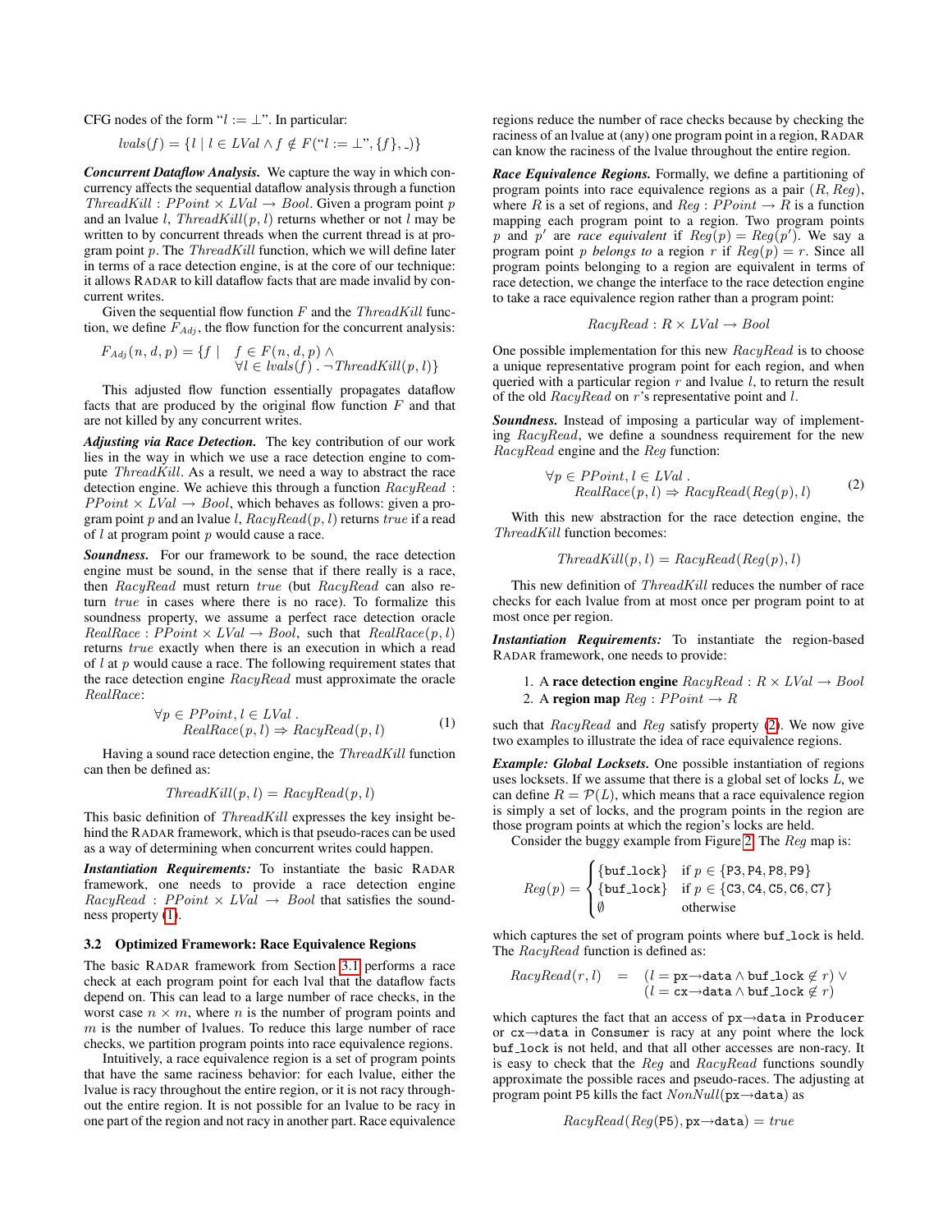CFG nodes of the form "$l := \bot$". In particular:

$$lvals(f) = \{l \mid l \in LVal \wedge f \notin F(\text{“}l := \bot\text{”}, \{f\}, \_)\}$$

***Concurrent Dataflow Analysis.*** We capture the way in which concurrency affects the sequential dataflow analysis through a function $ThreadKill : PPoint \times LVal \rightarrow Bool$. Given a program point $p$ and an lvalue $l$, $ThreadKill(p, l)$ returns whether or not $l$ may be written to by concurrent threads when the current thread is at program point $p$. The $ThreadKill$ function, which we will define later in terms of a race detection engine, is at the core of our technique: it allows RADAR to kill dataflow facts that are made invalid by concurrent writes.

Given the sequential flow function $F$ and the $ThreadKill$ function, we define $F_{Adj}$, the flow function for the concurrent analysis:

$$F_{Adj}(n, d, p) = \{f \mid \begin{array}{l} f \in F(n, d, p) \wedge \\ \forall l \in lvals(f) \,.\, \neg ThreadKill(p, l)\end{array}\}$$

This adjusted flow function essentially propagates dataflow facts that are produced by the original flow function $F$ and that are not killed by any concurrent writes.

***Adjusting via Race Detection.*** The key contribution of our work lies in the way in which we use a race detection engine to compute $ThreadKill$. As a result, we need a way to abstract the race detection engine. We achieve this through a function $RacyRead : PPoint \times LVal \rightarrow Bool$, which behaves as follows: given a program point $p$ and an lvalue $l$, $RacyRead(p, l)$ returns $true$ if a read of $l$ at program point $p$ would cause a race.

***Soundness.*** For our framework to be sound, the race detection engine must be sound, in the sense that if there really is a race, then $RacyRead$ must return $true$ (but $RacyRead$ can also return $true$ in cases where there is no race). To formalize this soundness property, we assume a perfect race detection oracle $RealRace : PPoint \times LVal \rightarrow Bool$, such that $RealRace(p, l)$ returns $true$ exactly when there is an execution in which a read of $l$ at $p$ would cause a race. The following requirement states that the race detection engine $RacyRead$ must approximate the oracle $RealRace$:

$$\begin{array}{l}\forall p \in PPoint, l \in LVal \,. \\ \quad RealRace(p, l) \Rightarrow RacyRead(p, l)\end{array} \qquad (1)$$

Having a sound race detection engine, the $ThreadKill$ function can then be defined as:

$$ThreadKill(p, l) = RacyRead(p, l)$$

This basic definition of $ThreadKill$ expresses the key insight behind the RADAR framework, which is that pseudo-races can be used as a way of determining when concurrent writes could happen.

***Instantiation Requirements:*** To instantiate the basic RADAR framework, one needs to provide a race detection engine $RacyRead : PPoint \times LVal \rightarrow Bool$ that satisfies the soundness property (1).

### 3.2 Optimized Framework: Race Equivalence Regions

The basic RADAR framework from Section 3.1 performs a race check at each program point for each lval that the dataflow facts depend on. This can lead to a large number of race checks, in the worst case $n \times m$, where $n$ is the number of program points and $m$ is the number of lvalues. To reduce this large number of race checks, we partition program points into race equivalence regions.

Intuitively, a race equivalence region is a set of program points that have the same raciness behavior: for each lvalue, either the lvalue is racy throughout the entire region, or it is not racy throughout the entire region. It is not possible for an lvalue to be racy in one part of the region and not racy in another part. Race equivalence regions reduce the number of race checks because by checking the raciness of an lvalue at (any) one program point in a region, RADAR can know the raciness of the lvalue throughout the entire region.

***Race Equivalence Regions.*** Formally, we define a partitioning of program points into race equivalence regions as a pair $(R, Reg)$, where $R$ is a set of regions, and $Reg : PPoint \rightarrow R$ is a function mapping each program point to a region. Two program points $p$ and $p'$ are *race equivalent* if $Reg(p) = Reg(p')$. We say a program point $p$ *belongs to* a region $r$ if $Reg(p) = r$. Since all program points belonging to a region are equivalent in terms of race detection, we change the interface to the race detection engine to take a race equivalence region rather than a program point:

$$RacyRead : R \times LVal \rightarrow Bool$$

One possible implementation for this new $RacyRead$ is to choose a unique representative program point for each region, and when queried with a particular region $r$ and lvalue $l$, to return the result of the old $RacyRead$ on $r$'s representative point and $l$.

***Soundness.*** Instead of imposing a particular way of implementing $RacyRead$, we define a soundness requirement for the new $RacyRead$ engine and the $Reg$ function:

$$\begin{array}{l}\forall p \in PPoint, l \in LVal \,. \\ \quad RealRace(p, l) \Rightarrow RacyRead(Reg(p), l)\end{array} \qquad (2)$$

With this new abstraction for the race detection engine, the $ThreadKill$ function becomes:

$$ThreadKill(p, l) = RacyRead(Reg(p), l)$$

This new definition of $ThreadKill$ reduces the number of race checks for each lvalue from at most once per program point to at most once per region.

***Instantiation Requirements:*** To instantiate the region-based RADAR framework, one needs to provide:

1. A **race detection engine** $RacyRead : R \times LVal \rightarrow Bool$
2. A **region map** $Reg : PPoint \rightarrow R$

such that $RacyRead$ and $Reg$ satisfy property (2). We now give two examples to illustrate the idea of race equivalence regions.

***Example: Global Locksets.*** One possible instantiation of regions uses locksets. If we assume that there is a global set of locks $L$, we can define $R = \mathcal{P}(L)$, which means that a race equivalence region is simply a set of locks, and the program points in the region are those program points at which the region's locks are held.

Consider the buggy example from Figure 2. The $Reg$ map is:

$$Reg(p) = \begin{cases} \{\texttt{buf\_lock}\} & \text{if } p \in \{\texttt{P3}, \texttt{P4}, \texttt{P8}, \texttt{P9}\} \\ \{\texttt{buf\_lock}\} & \text{if } p \in \{\texttt{C3}, \texttt{C4}, \texttt{C5}, \texttt{C6}, \texttt{C7}\} \\ \emptyset & \text{otherwise} \end{cases}$$

which captures the set of program points where `buf_lock` is held. The $RacyRead$ function is defined as:

$$\begin{array}{rcl} RacyRead(r, l) & = & (l = \texttt{px}{\rightarrow}\texttt{data} \wedge \texttt{buf\_lock} \notin r) \vee \\ & & (l = \texttt{cx}{\rightarrow}\texttt{data} \wedge \texttt{buf\_lock} \notin r) \end{array}$$

which captures the fact that an access of `px→data` in `Producer` or `cx→data` in `Consumer` is racy at any point where the lock `buf_lock` is not held, and that all other accesses are non-racy. It is easy to check that the $Reg$ and $RacyRead$ functions soundly approximate the possible races and pseudo-races. The adjusting at program point `P5` kills the fact $NonNull(\texttt{px}{\rightarrow}\texttt{data})$ as

$$RacyRead(Reg(\texttt{P5}), \texttt{px}{\rightarrow}\texttt{data}) = true$$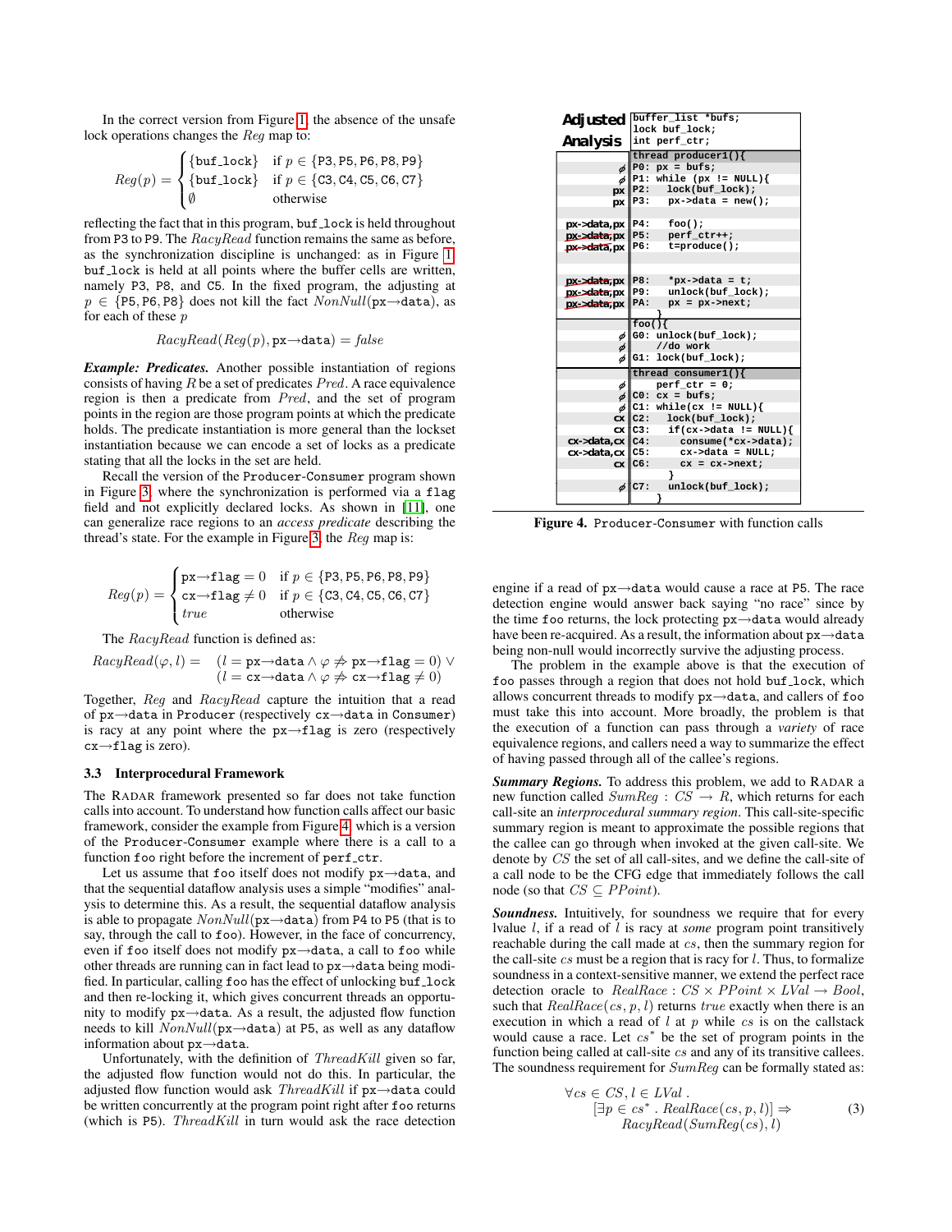In the correct version from Figure 1, the absence of the unsafe lock operations changes the $Reg$ map to:

$$Reg(p) = \begin{cases} \{\texttt{buf\_lock}\} & \text{if } p \in \{\texttt{P3}, \texttt{P5}, \texttt{P6}, \texttt{P8}, \texttt{P9}\} \\ \{\texttt{buf\_lock}\} & \text{if } p \in \{\texttt{C3}, \texttt{C4}, \texttt{C5}, \texttt{C6}, \texttt{C7}\} \\ \emptyset & \text{otherwise} \end{cases}$$

reflecting the fact that in this program, buf_lock is held throughout from P3 to P9. The $RacyRead$ function remains the same as before, as the synchronization discipline is unchanged: as in Figure 1 buf_lock is held at all points where the buffer cells are written, namely P3, P8, and C5. In the fixed program, the adjusting at $p \in \{\texttt{P5}, \texttt{P6}, \texttt{P8}\}$ does not kill the fact $NonNull(\texttt{px}{\rightarrow}\texttt{data})$, as for each of these $p$

$$RacyRead(Reg(p), \texttt{px}{\rightarrow}\texttt{data}) = \mathit{false}$$

***Example: Predicates.*** Another possible instantiation of regions consists of having $R$ be a set of predicates $Pred$. A race equivalence region is then a predicate from $Pred$, and the set of program points in the region are those program points at which the predicate holds. The predicate instantiation is more general than the lockset instantiation because we can encode a set of locks as a predicate stating that all the locks in the set are held.

Recall the version of the Producer-Consumer program shown in Figure 3, where the synchronization is performed via a flag field and not explicitly declared locks. As shown in [11], one can generalize race regions to an *access predicate* describing the thread's state. For the example in Figure 3, the $Reg$ map is:

$$Reg(p) = \begin{cases} \texttt{px}{\rightarrow}\texttt{flag} = 0 & \text{if } p \in \{\texttt{P3}, \texttt{P5}, \texttt{P6}, \texttt{P8}, \texttt{P9}\} \\ \texttt{cx}{\rightarrow}\texttt{flag} \neq 0 & \text{if } p \in \{\texttt{C3}, \texttt{C4}, \texttt{C5}, \texttt{C6}, \texttt{C7}\} \\ \mathit{true} & \text{otherwise} \end{cases}$$

The $RacyRead$ function is defined as:

$$RacyRead(\varphi, l) = \begin{array}{l} (l = \texttt{px}{\rightarrow}\texttt{data} \wedge \varphi \not\Rightarrow \texttt{px}{\rightarrow}\texttt{flag} = 0) \vee \\ (l = \texttt{cx}{\rightarrow}\texttt{data} \wedge \varphi \not\Rightarrow \texttt{cx}{\rightarrow}\texttt{flag} \neq 0) \end{array}$$

Together, $Reg$ and $RacyRead$ capture the intuition that a read of px→data in Producer (respectively cx→data in Consumer) is racy at any point where the px→flag is zero (respectively cx→flag is zero).

### 3.3 Interprocedural Framework

The RADAR framework presented so far does not take function calls into account. To understand how function calls affect our basic framework, consider the example from Figure 4, which is a version of the Producer-Consumer example where there is a call to a function foo right before the increment of perf_ctr.

Let us assume that foo itself does not modify px→data, and that the sequential dataflow analysis uses a simple "modifies" analysis to determine this. As a result, the sequential dataflow analysis is able to propagate $NonNull(\texttt{px}{\rightarrow}\texttt{data})$ from P4 to P5 (that is to say, through the call to foo). However, in the face of concurrency, even if foo itself does not modify px→data, a call to foo while other threads are running can in fact lead to px→data being modified. In particular, calling foo has the effect of unlocking buf_lock and then re-locking it, which gives concurrent threads an opportunity to modify px→data. As a result, the adjusted flow function needs to kill $NonNull(\texttt{px}{\rightarrow}\texttt{data})$ at P5, as well as any dataflow information about px→data.

Unfortunately, with the definition of $ThreadKill$ given so far, the adjusted flow function would not do this. In particular, the adjusted flow function would ask $ThreadKill$ if px→data could be written concurrently at the program point right after foo returns (which is P5). $ThreadKill$ in turn would ask the race detection engine if a read of px→data would cause a race at P5. The race detection engine would answer back saying "no race" since by the time foo returns, the lock protecting px→data would already have been re-acquired. As a result, the information about px→data being non-null would incorrectly survive the adjusting process.

```
Adjusted Analysis

                    buffer_list *bufs;
                    lock buf_lock;
                    int perf_ctr;
                    thread producer1(){
ø                   P0: px = bufs;
ø                   P1: while (px != NULL){
px                  P2:   lock(buf_lock);
px                  P3:   px->data = new();

px->data,px         P4:   foo();
[px->data],px       P5:   perf_ctr++;
[px->data],px       P6:   t=produce();

[px->data],px       P8:   *px->data = t;
[px->data],px       P9:   unlock(buf_lock);
[px->data],px       PA:   px = px->next;
                        }
                    foo(){
ø                   G0: unlock(buf_lock);
ø                       //do work
ø                   G1: lock(buf_lock);
                    thread consumer1(){
ø                       perf_ctr = 0;
ø                   C0: cx = bufs;
ø                   C1: while(cx != NULL){
cx                  C2:   lock(buf_lock);
cx                  C3:   if(cx->data != NULL){
cx->data,cx         C4:     consume(*cx->data);
cx->data,cx         C5:     cx->data = NULL;
cx                  C6:     cx = cx->next;
                          }
ø                   C7:   unlock(buf_lock);
                        }
```

**Figure 4.** Producer-Consumer with function calls

The problem in the example above is that the execution of foo passes through a region that does not hold buf_lock, which allows concurrent threads to modify px→data, and callers of foo must take this into account. More broadly, the problem is that the execution of a function can pass through a *variety* of race equivalence regions, and callers need a way to summarize the effect of having passed through all of the callee's regions.

***Summary Regions.*** To address this problem, we add to RADAR a new function called $SumReg : CS \rightarrow R$, which returns for each call-site an *interprocedural summary region*. This call-site-specific summary region is meant to approximate the possible regions that the callee can go through when invoked at the given call-site. We denote by $CS$ the set of all call-sites, and we define the call-site of a call node to be the CFG edge that immediately follows the call node (so that $CS \subseteq PPoint$).

***Soundness.*** Intuitively, for soundness we require that for every lvalue $l$, if a read of $l$ is racy at *some* program point transitively reachable during the call made at $cs$, then the summary region for the call-site $cs$ must be a region that is racy for $l$. Thus, to formalize soundness in a context-sensitive manner, we extend the perfect race detection oracle to $RealRace : CS \times PPoint \times LVal \rightarrow Bool$, such that $RealRace(cs, p, l)$ returns $\mathit{true}$ exactly when there is an execution in which a read of $l$ at $p$ while $cs$ is on the callstack would cause a race. Let $cs^*$ be the set of program points in the function being called at call-site $cs$ and any of its transitive callees. The soundness requirement for $SumReg$ can be formally stated as:

$$\begin{array}{l} \forall cs \in CS, l \in LVal \;. \\ \quad [\exists p \in cs^* \;.\; RealRace(cs, p, l)] \Rightarrow \\ \quad\quad RacyRead(SumReg(cs), l) \end{array} \tag{3}$$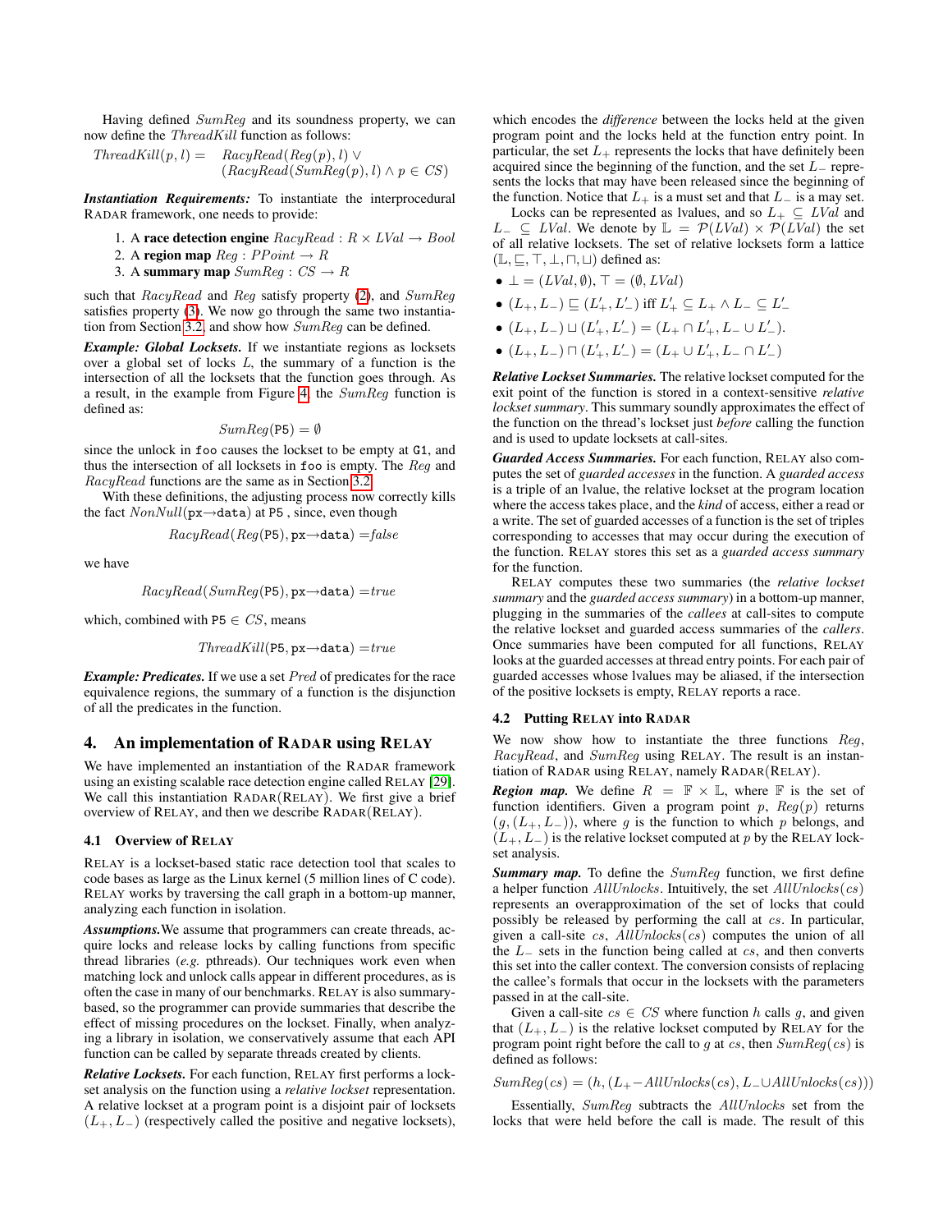Having defined $SumReg$ and its soundness property, we can now define the $ThreadKill$ function as follows:

$$
\begin{aligned}
ThreadKill(p, l) = \quad & RacyRead(Reg(p), l) \lor \\
& (RacyRead(SumReg(p), l) \land p \in CS)
\end{aligned}
$$

***Instantiation Requirements:*** To instantiate the interprocedural RADAR framework, one needs to provide:

1. A **race detection engine** $RacyRead : R \times LVal \rightarrow Bool$
2. A **region map** $Reg : PPoint \rightarrow R$
3. A **summary map** $SumReg : CS \rightarrow R$

such that $RacyRead$ and $Reg$ satisfy property (2), and $SumReg$ satisfies property (3). We now go through the same two instantiation from Section 3.2, and show how $SumReg$ can be defined.

***Example: Global Locksets.*** If we instantiate regions as locksets over a global set of locks $L$, the summary of a function is the intersection of all the locksets that the function goes through. As a result, in the example from Figure 4, the $SumReg$ function is defined as:

$$SumReg(\texttt{P5}) = \emptyset$$

since the unlock in `foo` causes the lockset to be empty at `G1`, and thus the intersection of all locksets in `foo` is empty. The $Reg$ and $RacyRead$ functions are the same as in Section 3.2.

With these definitions, the adjusting process now correctly kills the fact $NonNull(\texttt{px→data})$ at `P5` , since, even though

$$RacyRead(Reg(\texttt{P5}), \texttt{px→data}) = false$$

we have

$$RacyRead(SumReg(\texttt{P5}), \texttt{px→data}) = true$$

which, combined with $\texttt{P5} \in CS$, means

$$ThreadKill(\texttt{P5}, \texttt{px→data}) = true$$

***Example: Predicates.*** If we use a set $Pred$ of predicates for the race equivalence regions, the summary of a function is the disjunction of all the predicates in the function.

# 4. An implementation of RADAR using RELAY

We have implemented an instantiation of the RADAR framework using an existing scalable race detection engine called RELAY [29]. We call this instantiation RADAR(RELAY). We first give a brief overview of RELAY, and then we describe RADAR(RELAY).

## 4.1 Overview of RELAY

RELAY is a lockset-based static race detection tool that scales to code bases as large as the Linux kernel (5 million lines of C code). RELAY works by traversing the call graph in a bottom-up manner, analyzing each function in isolation.

***Assumptions.*** We assume that programmers can create threads, acquire locks and release locks by calling functions from specific thread libraries (*e.g.* pthreads). Our techniques work even when matching lock and unlock calls appear in different procedures, as is often the case in many of our benchmarks. RELAY is also summary-based, so the programmer can provide summaries that describe the effect of missing procedures on the lockset. Finally, when analyzing a library in isolation, we conservatively assume that each API function can be called by separate threads created by clients.

***Relative Locksets.*** For each function, RELAY first performs a lockset analysis on the function using a *relative lockset* representation. A relative lockset at a program point is a disjoint pair of locksets $(L_+, L_-)$ (respectively called the positive and negative locksets), which encodes the *difference* between the locks held at the given program point and the locks held at the function entry point. In particular, the set $L_+$ represents the locks that have definitely been acquired since the beginning of the function, and the set $L_-$ represents the locks that may have been released since the beginning of the function. Notice that $L_+$ is a must set and that $L_-$ is a may set.

Locks can be represented as lvalues, and so $L_+ \subseteq LVal$ and $L_- \subseteq LVal$. We denote by $\mathbb{L} = \mathcal{P}(LVal) \times \mathcal{P}(LVal)$ the set of all relative locksets. The set of relative locksets form a lattice $(\mathbb{L}, \sqsubseteq, \top, \bot, \sqcap, \sqcup)$ defined as:

- $\bot = (LVal, \emptyset)$, $\top = (\emptyset, LVal)$
- $(L_+, L_-) \sqsubseteq (L'_+, L'_-)$ iff $L'_+ \subseteq L_+ \land L_- \subseteq L'_-$
- $(L_+, L_-) \sqcup (L'_+, L'_-) = (L_+ \cap L'_+, L_- \cup L'_-)$.
- $(L_+, L_-) \sqcap (L'_+, L'_-) = (L_+ \cup L'_+, L_- \cap L'_-)$

***Relative Lockset Summaries.*** The relative lockset computed for the exit point of the function is stored in a context-sensitive *relative lockset summary*. This summary soundly approximates the effect of the function on the thread's lockset just *before* calling the function and is used to update locksets at call-sites.

***Guarded Access Summaries.*** For each function, RELAY also computes the set of *guarded accesses* in the function. A *guarded access* is a triple of an lvalue, the relative lockset at the program location where the access takes place, and the *kind* of access, either a read or a write. The set of guarded accesses of a function is the set of triples corresponding to accesses that may occur during the execution of the function. RELAY stores this set as a *guarded access summary* for the function.

RELAY computes these two summaries (the *relative lockset summary* and the *guarded access summary*) in a bottom-up manner, plugging in the summaries of the *callees* at call-sites to compute the relative lockset and guarded access summaries of the *callers*. Once summaries have been computed for all functions, RELAY looks at the guarded accesses at thread entry points. For each pair of guarded accesses whose lvalues may be aliased, if the intersection of the positive locksets is empty, RELAY reports a race.

## 4.2 Putting RELAY into RADAR

We now show how to instantiate the three functions $Reg$, $RacyRead$, and $SumReg$ using RELAY. The result is an instantiation of RADAR using RELAY, namely RADAR(RELAY).

***Region map.*** We define $R = \mathbb{F} \times \mathbb{L}$, where $\mathbb{F}$ is the set of function identifiers. Given a program point $p$, $Reg(p)$ returns $(g, (L_+, L_-))$, where $g$ is the function to which $p$ belongs, and $(L_+, L_-)$ is the relative lockset computed at $p$ by the RELAY lockset analysis.

***Summary map.*** To define the $SumReg$ function, we first define a helper function $AllUnlocks$. Intuitively, the set $AllUnlocks(cs)$ represents an overapproximation of the set of locks that could possibly be released by performing the call at $cs$. In particular, given a call-site $cs$, $AllUnlocks(cs)$ computes the union of all the $L_-$ sets in the function being called at $cs$, and then converts this set into the caller context. The conversion consists of replacing the callee's formals that occur in the locksets with the parameters passed in at the call-site.

Given a call-site $cs \in CS$ where function $h$ calls $g$, and given that $(L_+, L_-)$ is the relative lockset computed by RELAY for the program point right before the call to $g$ at $cs$, then $SumReg(cs)$ is defined as follows:

$$SumReg(cs) = (h, (L_+ - AllUnlocks(cs), L_- \cup AllUnlocks(cs)))$$

Essentially, $SumReg$ subtracts the $AllUnlocks$ set from the locks that were held before the call is made. The result of this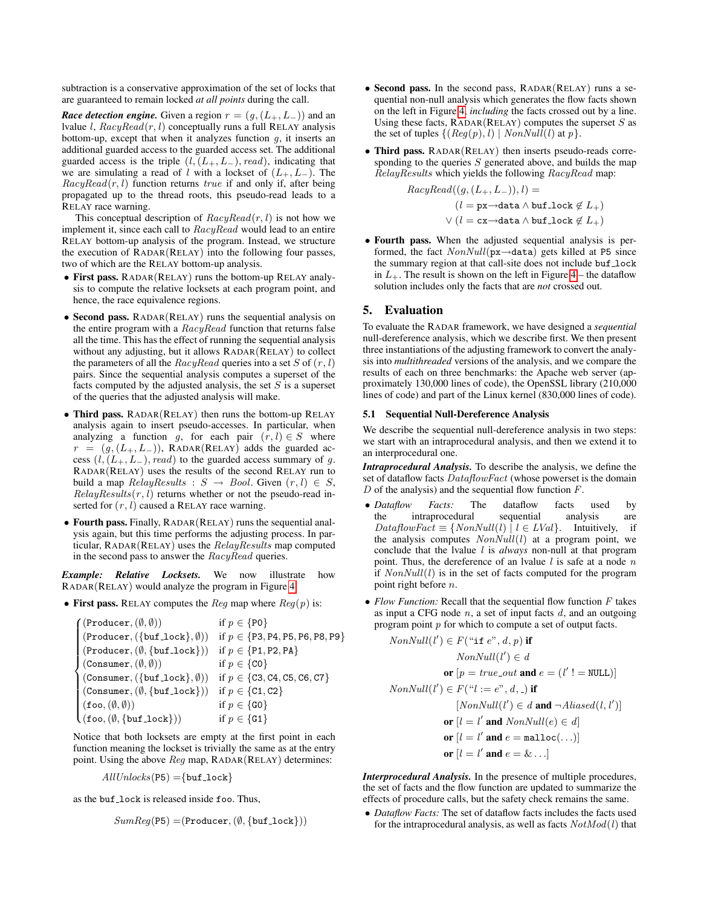subtraction is a conservative approximation of the set of locks that are guaranteed to remain locked *at all points* during the call.

***Race detection engine.*** Given a region $r = (g, (L_+, L_-))$ and an lvalue $l$, $RacyRead(r, l)$ conceptually runs a full RELAY analysis bottom-up, except that when it analyzes function $g$, it inserts an additional guarded access to the guarded access set. The additional guarded access is the triple $(l, (L_+, L_-), read)$, indicating that we are simulating a read of $l$ with a lockset of $(L_+, L_-)$. The $RacyRead(r, l)$ function returns *true* if and only if, after being propagated up to the thread roots, this pseudo-read leads to a RELAY race warning.

This conceptual description of $RacyRead(r, l)$ is not how we implement it, since each call to $RacyRead$ would lead to an entire RELAY bottom-up analysis of the program. Instead, we structure the execution of RADAR(RELAY) into the following four passes, two of which are the RELAY bottom-up analysis.

- **First pass.** RADAR(RELAY) runs the bottom-up RELAY analysis to compute the relative locksets at each program point, and hence, the race equivalence regions.
- **Second pass.** RADAR(RELAY) runs the sequential analysis on the entire program with a $RacyRead$ function that returns false all the time. This has the effect of running the sequential analysis without any adjusting, but it allows RADAR(RELAY) to collect the parameters of all the $RacyRead$ queries into a set $S$ of $(r, l)$ pairs. Since the sequential analysis computes a superset of the facts computed by the adjusted analysis, the set $S$ is a superset of the queries that the adjusted analysis will make.
- **Third pass.** RADAR(RELAY) then runs the bottom-up RELAY analysis again to insert pseudo-accesses. In particular, when analyzing a function $g$, for each pair $(r, l) \in S$ where $r = (g, (L_+, L_-))$, RADAR(RELAY) adds the guarded access $(l, (L_+, L_-), read)$ to the guarded access summary of $g$. RADAR(RELAY) uses the results of the second RELAY run to build a map $RelayResults : S \rightarrow Bool$. Given $(r, l) \in S$, $RelayResults(r, l)$ returns whether or not the pseudo-read inserted for $(r, l)$ caused a RELAY race warning.
- **Fourth pass.** Finally, RADAR(RELAY) runs the sequential analysis again, but this time performs the adjusting process. In particular, RADAR(RELAY) uses the $RelayResults$ map computed in the second pass to answer the $RacyRead$ queries.

***Example: Relative Locksets.*** We now illustrate how RADAR(RELAY) would analyze the program in Figure 4.

- **First pass.** RELAY computes the $Reg$ map where $Reg(p)$ is:

$$
\begin{cases}
(\texttt{Producer}, (\emptyset, \emptyset)) & \text{if } p \in \{\texttt{P0}\} \\
(\texttt{Producer}, (\{\texttt{buf\_lock}\}, \emptyset)) & \text{if } p \in \{\texttt{P3, P4, P5, P6, P8, P9}\} \\
(\texttt{Producer}, (\emptyset, \{\texttt{buf\_lock}\})) & \text{if } p \in \{\texttt{P1, P2, PA}\} \\
(\texttt{Consumer}, (\emptyset, \emptyset)) & \text{if } p \in \{\texttt{C0}\} \\
(\texttt{Consumer}, (\{\texttt{buf\_lock}\}, \emptyset)) & \text{if } p \in \{\texttt{C3, C4, C5, C6, C7}\} \\
(\texttt{Consumer}, (\emptyset, \{\texttt{buf\_lock}\})) & \text{if } p \in \{\texttt{C1, C2}\} \\
(\texttt{foo}, (\emptyset, \emptyset)) & \text{if } p \in \{\texttt{G0}\} \\
(\texttt{foo}, (\emptyset, \{\texttt{buf\_lock}\})) & \text{if } p \in \{\texttt{G1}\}
\end{cases}
$$

  Notice that both locksets are empty at the first point in each function meaning the lockset is trivially the same as at the entry point. Using the above $Reg$ map, RADAR(RELAY) determines:

$$AllUnlocks(\texttt{P5}) = \{\texttt{buf\_lock}\}$$

  as the buf_lock is released inside foo. Thus,

$$SumReg(\texttt{P5}) = (\texttt{Producer}, (\emptyset, \{\texttt{buf\_lock}\}))$$

- **Second pass.** In the second pass, RADAR(RELAY) runs a sequential non-null analysis which generates the flow facts shown on the left in Figure 4, *including* the facts crossed out by a line. Using these facts, RADAR(RELAY) computes the superset $S$ as the set of tuples $\{(Reg(p), l) \mid NonNull(l) \text{ at } p\}$.
- **Third pass.** RADAR(RELAY) then inserts pseudo-reads corresponding to the queries $S$ generated above, and builds the map $RelayResults$ which yields the following $RacyRead$ map:

$$
\begin{aligned}
RacyRead((g, (L_+, L_-)), l) = \\
&(l = \texttt{px}{\rightarrow}\texttt{data} \land \texttt{buf\_lock} \notin L_+) \\
\lor\ &(l = \texttt{cx}{\rightarrow}\texttt{data} \land \texttt{buf\_lock} \notin L_+)
\end{aligned}
$$

- **Fourth pass.** When the adjusted sequential analysis is performed, the fact $NonNull(\texttt{px}{\rightarrow}\texttt{data})$ gets killed at P5 since the summary region at that call-site does not include buf_lock in $L_+$. The result is shown on the left in Figure 4 – the dataflow solution includes only the facts that are *not* crossed out.

## 5. Evaluation

To evaluate the RADAR framework, we have designed a *sequential* null-dereference analysis, which we describe first. We then present three instantiations of the adjusting framework to convert the analysis into *multithreaded* versions of the analysis, and we compare the results of each on three benchmarks: the Apache web server (approximately 130,000 lines of code), the OpenSSL library (210,000 lines of code) and part of the Linux kernel (830,000 lines of code).

### 5.1 Sequential Null-Dereference Analysis

We describe the sequential null-dereference analysis in two steps: we start with an intraprocedural analysis, and then we extend it to an interprocedural one.

***Intraprocedural Analysis.*** To describe the analysis, we define the set of dataflow facts $DataflowFact$ (whose powerset is the domain $D$ of the analysis) and the sequential flow function $F$.

- *Dataflow Facts:* The dataflow facts used by the intraprocedural sequential analysis are $DataflowFact \equiv \{NonNull(l) \mid l \in LVal\}$. Intuitively, if the analysis computes $NonNull(l)$ at a program point, we conclude that the lvalue $l$ is *always* non-null at that program point. Thus, the dereference of an lvalue $l$ is safe at a node $n$ if $NonNull(l)$ is in the set of facts computed for the program point right before $n$.
- *Flow Function:* Recall that the sequential flow function $F$ takes as input a CFG node $n$, a set of input facts $d$, and an outgoing program point $p$ for which to compute a set of output facts.

$$
\begin{aligned}
NonNull(l') \in F(\text{``}\texttt{if } e\text{''}, d, p) \textbf{ if } \\
&NonNull(l') \in d \\
&\textbf{or } [p = true\_out \textbf{ and } e = (l' \texttt{ != NULL})] \\
NonNull(l') \in F(\text{``}l := e\text{''}, d, \_) \textbf{ if } \\
&[NonNull(l') \in d \textbf{ and } \neg Aliased(l, l')] \\
&\textbf{or } [l = l' \textbf{ and } NonNull(e) \in d] \\
&\textbf{or } [l = l' \textbf{ and } e = \texttt{malloc}(\ldots)] \\
&\textbf{or } [l = l' \textbf{ and } e = \&\ldots]
\end{aligned}
$$

***Interprocedural Analysis.*** In the presence of multiple procedures, the set of facts and the flow function are updated to summarize the effects of procedure calls, but the safety check remains the same.

- *Dataflow Facts:* The set of dataflow facts includes the facts used for the intraprocedural analysis, as well as facts $NotMod(l)$ that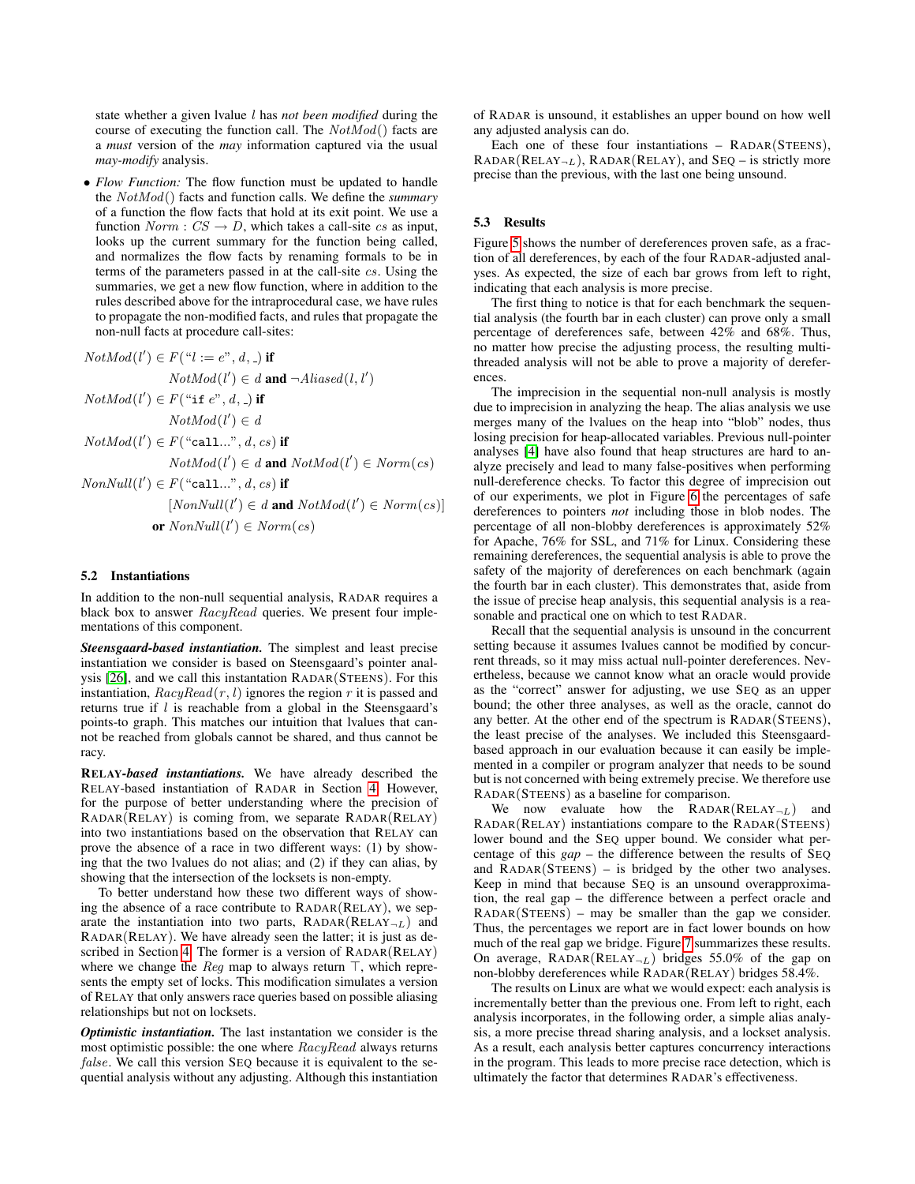state whether a given lvalue $l$ has *not been modified* during the course of executing the function call. The $NotMod()$ facts are a *must* version of the *may* information captured via the usual *may-modify* analysis.

- *Flow Function:* The flow function must be updated to handle the $NotMod()$ facts and function calls. We define the *summary* of a function the flow facts that hold at its exit point. We use a function $Norm : CS \rightarrow D$, which takes a call-site $cs$ as input, looks up the current summary for the function being called, and normalizes the flow facts by renaming formals to be in terms of the parameters passed in at the call-site $cs$. Using the summaries, we get a new flow function, where in addition to the rules described above for the intraprocedural case, we have rules to propagate the non-modified facts, and rules that propagate the non-null facts at procedure call-sites:

$$
\begin{aligned}
NotMod(l') \in F(\text{"}l := e\text{"}, d, \_) &\textbf{ if} \\
&NotMod(l') \in d \textbf{ and } \neg Aliased(l, l') \\
NotMod(l') \in F(\text{"}\texttt{if } e\text{"}, d, \_) &\textbf{ if} \\
&NotMod(l') \in d \\
NotMod(l') \in F(\text{"}\texttt{call...}\text{"}, d, cs) &\textbf{ if} \\
&NotMod(l') \in d \textbf{ and } NotMod(l') \in Norm(cs) \\
NonNull(l') \in F(\text{"}\texttt{call...}\text{"}, d, cs) &\textbf{ if} \\
&[NonNull(l') \in d \textbf{ and } NotMod(l') \in Norm(cs)] \\
&\textbf{or } NonNull(l') \in Norm(cs)
\end{aligned}
$$

### 5.2 Instantiations

In addition to the non-null sequential analysis, RADAR requires a black box to answer $RacyRead$ queries. We present four implementations of this component.

***Steensgaard-based instantiation.*** The simplest and least precise instantiation we consider is based on Steensgaard's pointer analysis [26], and we call this instantiation RADAR(STEENS). For this instantiation, $RacyRead(r, l)$ ignores the region $r$ it is passed and returns true if $l$ is reachable from a global in the Steensgaard's points-to graph. This matches our intuition that lvalues that cannot be reached from globals cannot be shared, and thus cannot be racy.

***RELAY-based instantiations.*** We have already described the RELAY-based instantiation of RADAR in Section 4. However, for the purpose of better understanding where the precision of RADAR(RELAY) is coming from, we separate RADAR(RELAY) into two instantiations based on the observation that RELAY can prove the absence of a race in two different ways: (1) by showing that the two lvalues do not alias; and (2) if they can alias, by showing that the intersection of the locksets is non-empty.

To better understand how these two different ways of showing the absence of a race contribute to RADAR(RELAY), we separate the instantiation into two parts, RADAR(RELAY$_{\neg L}$) and RADAR(RELAY). We have already seen the latter; it is just as described in Section 4. The former is a version of RADAR(RELAY) where we change the $Reg$ map to always return $\top$, which represents the empty set of locks. This modification simulates a version of RELAY that only answers race queries based on possible aliasing relationships but not on locksets.

***Optimistic instantiation.*** The last instantiation we consider is the most optimistic possible: the one where $RacyRead$ always returns $false$. We call this version SEQ because it is equivalent to the sequential analysis without any adjusting. Although this instantiation of RADAR is unsound, it establishes an upper bound on how well any adjusted analysis can do.

Each one of these four instantiations – RADAR(STEENS), RADAR(RELAY$_{\neg L}$), RADAR(RELAY), and SEQ – is strictly more precise than the previous, with the last one being unsound.

### 5.3 Results

Figure 5 shows the number of dereferences proven safe, as a fraction of all dereferences, by each of the four RADAR-adjusted analyses. As expected, the size of each bar grows from left to right, indicating that each analysis is more precise.

The first thing to notice is that for each benchmark the sequential analysis (the fourth bar in each cluster) can prove only a small percentage of dereferences safe, between 42% and 68%. Thus, no matter how precise the adjusting process, the resulting multi-threaded analysis will not be able to prove a majority of dereferences.

The imprecision in the sequential non-null analysis is mostly due to imprecision in analyzing the heap. The alias analysis we use merges many of the lvalues on the heap into "blob" nodes, thus losing precision for heap-allocated variables. Previous null-pointer analyses [4] have also found that heap structures are hard to analyze precisely and lead to many false-positives when performing null-dereference checks. To factor this degree of imprecision out of our experiments, we plot in Figure 6 the percentages of safe dereferences to pointers *not* including those in blob nodes. The percentage of all non-blobby dereferences is approximately 52% for Apache, 76% for SSL, and 71% for Linux. Considering these remaining dereferences, the sequential analysis is able to prove the safety of the majority of dereferences on each benchmark (again the fourth bar in each cluster). This demonstrates that, aside from the issue of precise heap analysis, this sequential analysis is a reasonable and practical one on which to test RADAR.

Recall that the sequential analysis is unsound in the concurrent setting because it assumes lvalues cannot be modified by concurrent threads, so it may miss actual null-pointer dereferences. Nevertheless, because we cannot know what an oracle would provide as the "correct" answer for adjusting, we use SEQ as an upper bound; the other three analyses, as well as the oracle, cannot do any better. At the other end of the spectrum is RADAR(STEENS), the least precise of the analyses. We included this Steensgaard-based approach in our evaluation because it can easily be implemented in a compiler or program analyzer that needs to be sound but is not concerned with being extremely precise. We therefore use RADAR(STEENS) as a baseline for comparison.

We now evaluate how the RADAR(RELAY$_{\neg L}$) and RADAR(RELAY) instantiations compare to the RADAR(STEENS) lower bound and the SEQ upper bound. We consider what percentage of this *gap* – the difference between the results of SEQ and RADAR(STEENS) – is bridged by the other two analyses. Keep in mind that because SEQ is an unsound overapproximation, the real gap – the difference between a perfect oracle and RADAR(STEENS) – may be smaller than the gap we consider. Thus, the percentages we report are in fact lower bounds on how much of the real gap we bridge. Figure 7 summarizes these results. On average, RADAR(RELAY$_{\neg L}$) bridges 55.0% of the gap on non-blobby dereferences while RADAR(RELAY) bridges 58.4%.

The results on Linux are what we would expect: each analysis is incrementally better than the previous one. From left to right, each analysis incorporates, in the following order, a simple alias analysis, a more precise thread sharing analysis, and a lockset analysis. As a result, each analysis better captures concurrency interactions in the program. This leads to more precise race detection, which is ultimately the factor that determines RADAR's effectiveness.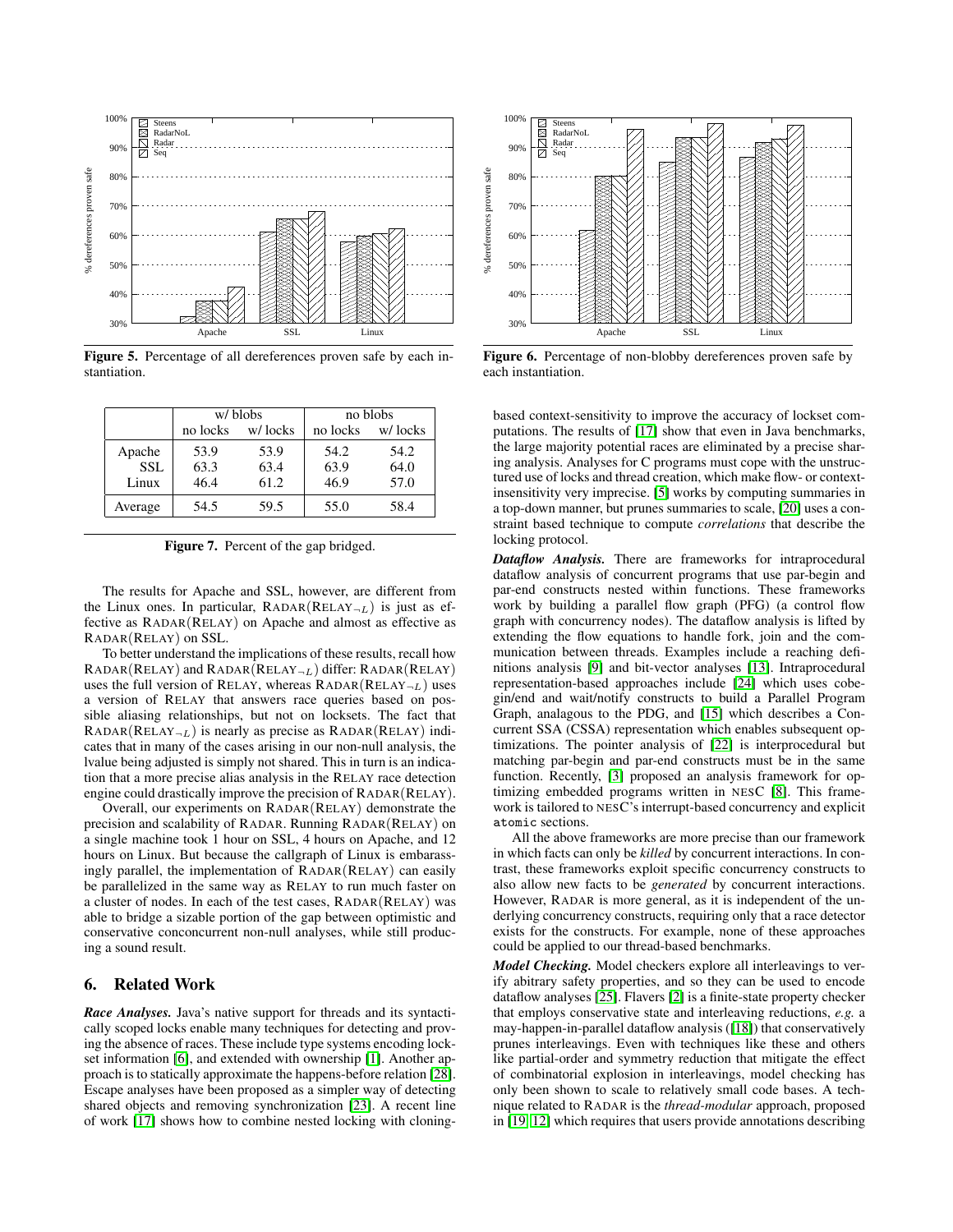Figure 5. Percentage of all dereferences proven safe by each instantiation.

Figure 6. Percentage of non-blobby dereferences proven safe by each instantiation.

| | w/ blobs | | no blobs | |
|---|---|---|---|---|
| | no locks | w/ locks | no locks | w/ locks |
| Apache | 53.9 | 53.9 | 54.2 | 54.2 |
| SSL | 63.3 | 63.4 | 63.9 | 64.0 |
| Linux | 46.4 | 61.2 | 46.9 | 57.0 |
| Average | 54.5 | 59.5 | 55.0 | 58.4 |

**Figure 7.** Percent of the gap bridged.

The results for Apache and SSL, however, are different from the Linux ones. In particular, RADAR(RELAY$_{\neg L}$) is just as effective as RADAR(RELAY) on Apache and almost as effective as RADAR(RELAY) on SSL.

To better understand the implications of these results, recall how RADAR(RELAY) and RADAR(RELAY$_{\neg L}$) differ: RADAR(RELAY) uses the full version of RELAY, whereas RADAR(RELAY$_{\neg L}$) uses a version of RELAY that answers race queries based on possible aliasing relationships, but not on locksets. The fact that RADAR(RELAY$_{\neg L}$) is nearly as precise as RADAR(RELAY) indicates that in many of the cases arising in our non-null analysis, the lvalue being adjusted is simply not shared. This in turn is an indication that a more precise alias analysis in the RELAY race detection engine could drastically improve the precision of RADAR(RELAY).

Overall, our experiments on RADAR(RELAY) demonstrate the precision and scalability of RADAR. Running RADAR(RELAY) on a single machine took 1 hour on SSL, 4 hours on Apache, and 12 hours on Linux. But because the callgraph of Linux is embarassingly parallel, the implementation of RADAR(RELAY) can easily be parallelized in the same way as RELAY to run much faster on a cluster of nodes. In each of the test cases, RADAR(RELAY) was able to bridge a sizable portion of the gap between optimistic and conservative conconcurrent non-null analyses, while still producing a sound result.

## 6. Related Work

***Race Analyses.*** Java's native support for threads and its syntactically scoped locks enable many techniques for detecting and proving the absence of races. These include type systems encoding lockset information [6], and extended with ownership [1]. Another approach is to statically approximate the happens-before relation [28]. Escape analyses have been proposed as a simpler way of detecting shared objects and removing synchronization [23]. A recent line of work [17] shows how to combine nested locking with cloning-based context-sensitivity to improve the accuracy of lockset computations. The results of [17] show that even in Java benchmarks, the large majority potential races are eliminated by a precise sharing analysis. Analyses for C programs must cope with the unstructured use of locks and thread creation, which make flow- or context-insensitivity very imprecise. [5] works by computing summaries in a top-down manner, but prunes summaries to scale, [20] uses a constraint based technique to compute *correlations* that describe the locking protocol.

***Dataflow Analysis.*** There are frameworks for intraprocedural dataflow analysis of concurrent programs that use par-begin and par-end constructs nested within functions. These frameworks work by building a parallel flow graph (PFG) (a control flow graph with concurrency nodes). The dataflow analysis is lifted by extending the flow equations to handle fork, join and the communication between threads. Examples include a reaching definitions analysis [9] and bit-vector analyses [13]. Intraprocedural representation-based approaches include [24] which uses cobegin/end and wait/notify constructs to build a Parallel Program Graph, analagous to the PDG, and [15] which describes a Concurrent SSA (CSSA) representation which enables subsequent optimizations. The pointer analysis of [22] is interprocedural but matching par-begin and par-end constructs must be in the same function. Recently, [3] proposed an analysis framework for optimizing embedded programs written in NESC [8]. This framework is tailored to NESC's interrupt-based concurrency and explicit `atomic` sections.

All the above frameworks are more precise than our framework in which facts can only be *killed* by concurrent interactions. In contrast, these frameworks exploit specific concurrency constructs to also allow new facts to be *generated* by concurrent interactions. However, RADAR is more general, as it is independent of the underlying concurrency constructs, requiring only that a race detector exists for the constructs. For example, none of these approaches could be applied to our thread-based benchmarks.

***Model Checking.*** Model checkers explore all interleavings to verify abitrary safety properties, and so they can be used to encode dataflow analyses [25]. Flavers [2] is a finite-state property checker that employs conservative state and interleaving reductions, *e.g.* a may-happen-in-parallel dataflow analysis ([18]) that conservatively prunes interleavings. Even with techniques like these and others like partial-order and symmetry reduction that mitigate the effect of combinatorial explosion in interleavings, model checking has only been shown to scale to relatively small code bases. A technique related to RADAR is the *thread-modular* approach, proposed in [19, 12] which requires that users provide annotations describing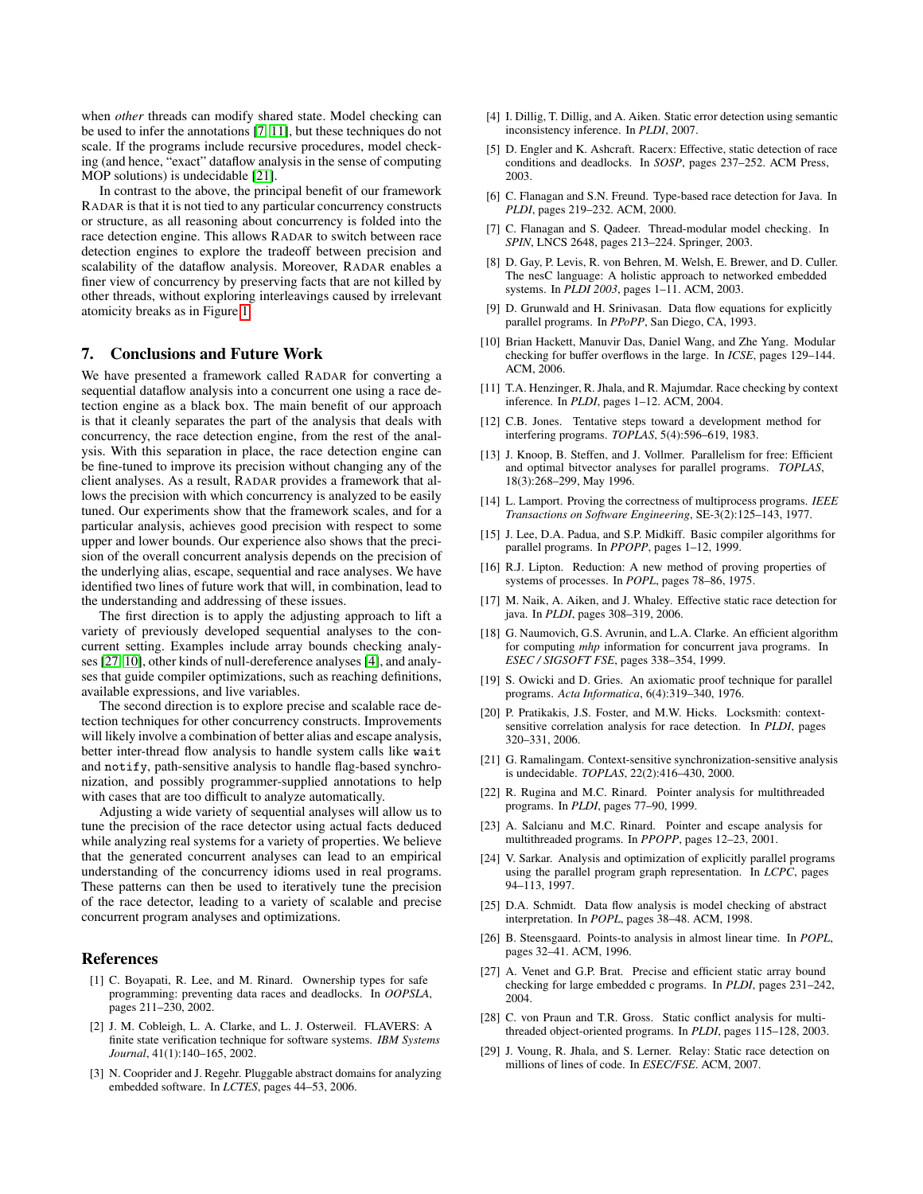when *other* threads can modify shared state. Model checking can be used to infer the annotations [7, 11], but these techniques do not scale. If the programs include recursive procedures, model checking (and hence, "exact" dataflow analysis in the sense of computing MOP solutions) is undecidable [21].

In contrast to the above, the principal benefit of our framework RADAR is that it is not tied to any particular concurrency constructs or structure, as all reasoning about concurrency is folded into the race detection engine. This allows RADAR to switch between race detection engines to explore the tradeoff between precision and scalability of the dataflow analysis. Moreover, RADAR enables a finer view of concurrency by preserving facts that are not killed by other threads, without exploring interleavings caused by irrelevant atomicity breaks as in Figure 1.

## 7. Conclusions and Future Work

We have presented a framework called RADAR for converting a sequential dataflow analysis into a concurrent one using a race detection engine as a black box. The main benefit of our approach is that it cleanly separates the part of the analysis that deals with concurrency, the race detection engine, from the rest of the analysis. With this separation in place, the race detection engine can be fine-tuned to improve its precision without changing any of the client analyses. As a result, RADAR provides a framework that allows the precision with which concurrency is analyzed to be easily tuned. Our experiments show that the framework scales, and for a particular analysis, achieves good precision with respect to some upper and lower bounds. Our experience also shows that the precision of the overall concurrent analysis depends on the precision of the underlying alias, escape, sequential and race analyses. We have identified two lines of future work that will, in combination, lead to the understanding and addressing of these issues.

The first direction is to apply the adjusting approach to lift a variety of previously developed sequential analyses to the concurrent setting. Examples include array bounds checking analyses [27, 10], other kinds of null-dereference analyses [4], and analyses that guide compiler optimizations, such as reaching definitions, available expressions, and live variables.

The second direction is to explore precise and scalable race detection techniques for other concurrency constructs. Improvements will likely involve a combination of better alias and escape analysis, better inter-thread flow analysis to handle system calls like `wait` and `notify`, path-sensitive analysis to handle flag-based synchronization, and possibly programmer-supplied annotations to help with cases that are too difficult to analyze automatically.

Adjusting a wide variety of sequential analyses will allow us to tune the precision of the race detector using actual facts deduced while analyzing real systems for a variety of properties. We believe that the generated concurrent analyses can lead to an empirical understanding of the concurrency idioms used in real programs. These patterns can then be used to iteratively tune the precision of the race detector, leading to a variety of scalable and precise concurrent program analyses and optimizations.

## References

[1] C. Boyapati, R. Lee, and M. Rinard. Ownership types for safe programming: preventing data races and deadlocks. In *OOPSLA*, pages 211–230, 2002.

[2] J. M. Cobleigh, L. A. Clarke, and L. J. Osterweil. FLAVERS: A finite state verification technique for software systems. *IBM Systems Journal*, 41(1):140–165, 2002.

[3] N. Cooprider and J. Regehr. Pluggable abstract domains for analyzing embedded software. In *LCTES*, pages 44–53, 2006.

[4] I. Dillig, T. Dillig, and A. Aiken. Static error detection using semantic inconsistency inference. In *PLDI*, 2007.

[5] D. Engler and K. Ashcraft. Racerx: Effective, static detection of race conditions and deadlocks. In *SOSP*, pages 237–252. ACM Press, 2003.

[6] C. Flanagan and S.N. Freund. Type-based race detection for Java. In *PLDI*, pages 219–232. ACM, 2000.

[7] C. Flanagan and S. Qadeer. Thread-modular model checking. In *SPIN*, LNCS 2648, pages 213–224. Springer, 2003.

[8] D. Gay, P. Levis, R. von Behren, M. Welsh, E. Brewer, and D. Culler. The nesC language: A holistic approach to networked embedded systems. In *PLDI 2003*, pages 1–11. ACM, 2003.

[9] D. Grunwald and H. Srinivasan. Data flow equations for explicitly parallel programs. In *PPoPP*, San Diego, CA, 1993.

[10] Brian Hackett, Manuvir Das, Daniel Wang, and Zhe Yang. Modular checking for buffer overflows in the large. In *ICSE*, pages 129–144. ACM, 2006.

[11] T.A. Henzinger, R. Jhala, and R. Majumdar. Race checking by context inference. In *PLDI*, pages 1–12. ACM, 2004.

[12] C.B. Jones. Tentative steps toward a development method for interfering programs. *TOPLAS*, 5(4):596–619, 1983.

[13] J. Knoop, B. Steffen, and J. Vollmer. Parallelism for free: Efficient and optimal bitvector analyses for parallel programs. *TOPLAS*, 18(3):268–299, May 1996.

[14] L. Lamport. Proving the correctness of multiprocess programs. *IEEE Transactions on Software Engineering*, SE-3(2):125–143, 1977.

[15] J. Lee, D.A. Padua, and S.P. Midkiff. Basic compiler algorithms for parallel programs. In *PPOPP*, pages 1–12, 1999.

[16] R.J. Lipton. Reduction: A new method of proving properties of systems of processes. In *POPL*, pages 78–86, 1975.

[17] M. Naik, A. Aiken, and J. Whaley. Effective static race detection for java. In *PLDI*, pages 308–319, 2006.

[18] G. Naumovich, G.S. Avrunin, and L.A. Clarke. An efficient algorithm for computing *mhp* information for concurrent java programs. In *ESEC / SIGSOFT FSE*, pages 338–354, 1999.

[19] S. Owicki and D. Gries. An axiomatic proof technique for parallel programs. *Acta Informatica*, 6(4):319–340, 1976.

[20] P. Pratikakis, J.S. Foster, and M.W. Hicks. Locksmith: context-sensitive correlation analysis for race detection. In *PLDI*, pages 320–331, 2006.

[21] G. Ramalingam. Context-sensitive synchronization-sensitive analysis is undecidable. *TOPLAS*, 22(2):416–430, 2000.

[22] R. Rugina and M.C. Rinard. Pointer analysis for multithreaded programs. In *PLDI*, pages 77–90, 1999.

[23] A. Salcianu and M.C. Rinard. Pointer and escape analysis for multithreaded programs. In *PPOPP*, pages 12–23, 2001.

[24] V. Sarkar. Analysis and optimization of explicitly parallel programs using the parallel program graph representation. In *LCPC*, pages 94–113, 1997.

[25] D.A. Schmidt. Data flow analysis is model checking of abstract interpretation. In *POPL*, pages 38–48. ACM, 1998.

[26] B. Steensgaard. Points-to analysis in almost linear time. In *POPL*, pages 32–41. ACM, 1996.

[27] A. Venet and G.P. Brat. Precise and efficient static array bound checking for large embedded c programs. In *PLDI*, pages 231–242, 2004.

[28] C. von Praun and T.R. Gross. Static conflict analysis for multi-threaded object-oriented programs. In *PLDI*, pages 115–128, 2003.

[29] J. Voung, R. Jhala, and S. Lerner. Relay: Static race detection on millions of lines of code. In *ESEC/FSE*. ACM, 2007.